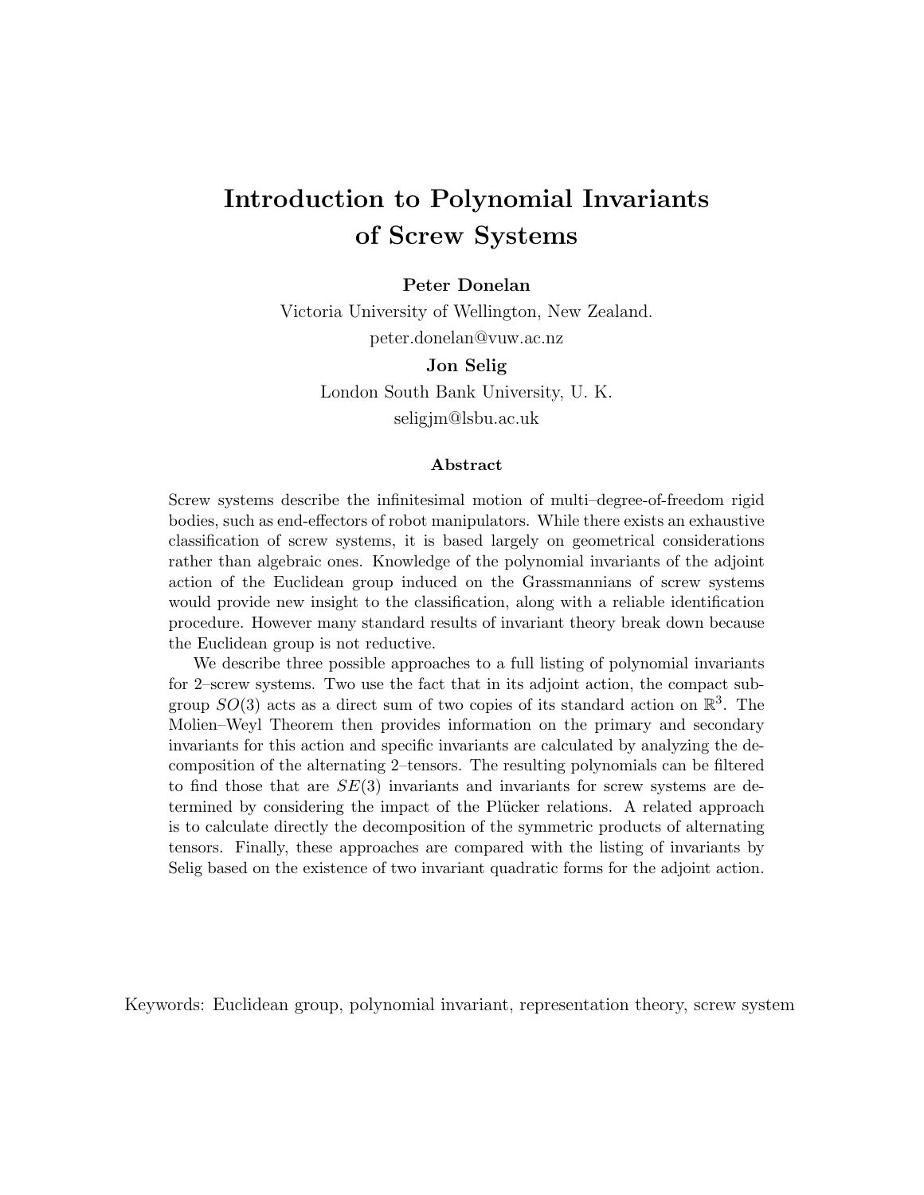# Introduction to Polynomial Invariants of Screw Systems

**Peter Donelan**

Victoria University of Wellington, New Zealand.

peter.donelan@vuw.ac.nz

**Jon Selig**

London South Bank University, U. K.

seligjm@lsbu.ac.uk

### Abstract

Screw systems describe the infinitesimal motion of multi–degree-of-freedom rigid bodies, such as end-effectors of robot manipulators. While there exists an exhaustive classification of screw systems, it is based largely on geometrical considerations rather than algebraic ones. Knowledge of the polynomial invariants of the adjoint action of the Euclidean group induced on the Grassmannians of screw systems would provide new insight to the classification, along with a reliable identification procedure. However many standard results of invariant theory break down because the Euclidean group is not reductive.

We describe three possible approaches to a full listing of polynomial invariants for 2–screw systems. Two use the fact that in its adjoint action, the compact subgroup $SO(3)$ acts as a direct sum of two copies of its standard action on $\mathbb{R}^3$. The Molien–Weyl Theorem then provides information on the primary and secondary invariants for this action and specific invariants are calculated by analyzing the decomposition of the alternating 2–tensors. The resulting polynomials can be filtered to find those that are $SE(3)$ invariants and invariants for screw systems are determined by considering the impact of the Plücker relations. A related approach is to calculate directly the decomposition of the symmetric products of alternating tensors. Finally, these approaches are compared with the listing of invariants by Selig based on the existence of two invariant quadratic forms for the adjoint action.

Keywords: Euclidean group, polynomial invariant, representation theory, screw system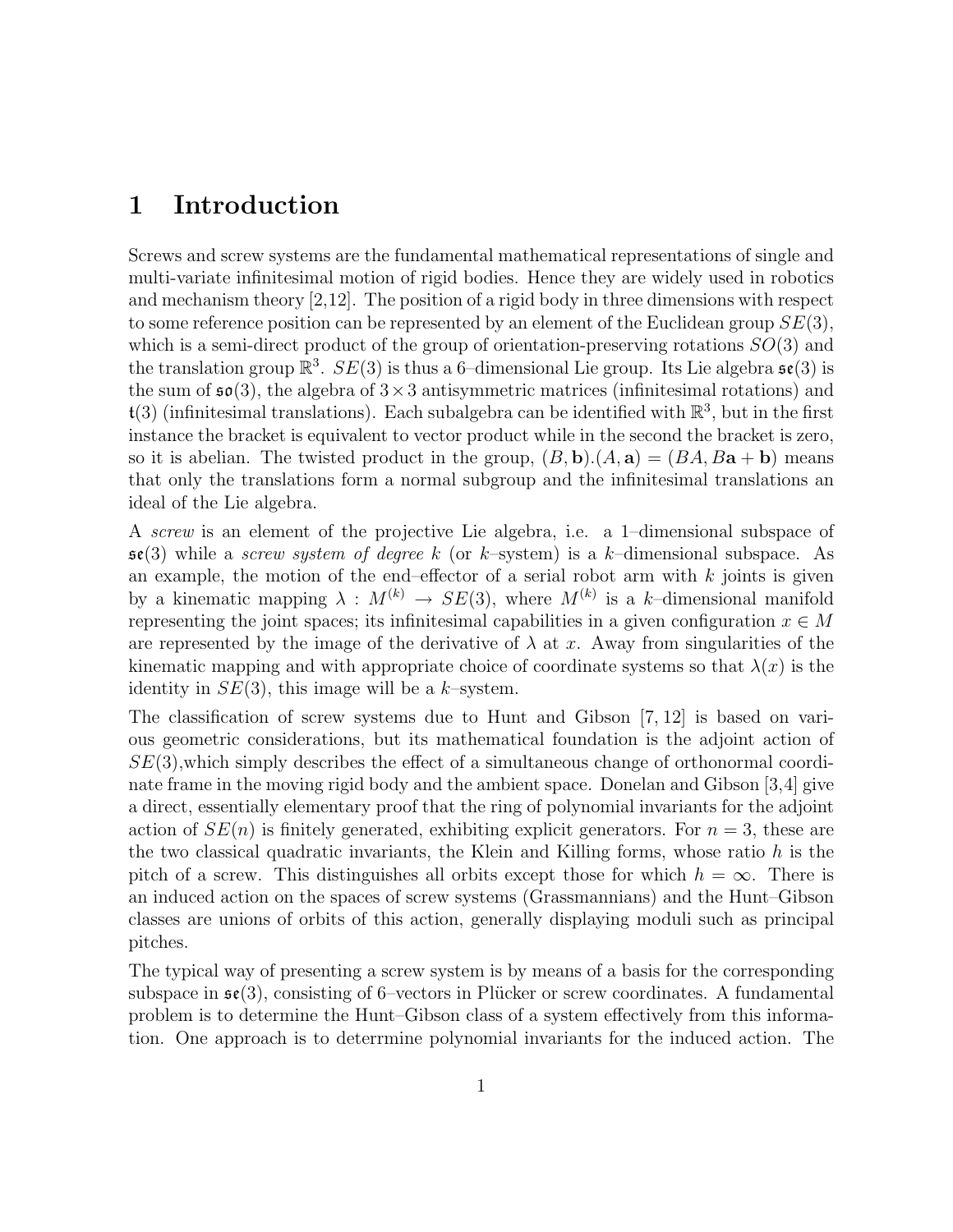# 1 Introduction

Screws and screw systems are the fundamental mathematical representations of single and multi-variate infinitesimal motion of rigid bodies. Hence they are widely used in robotics and mechanism theory [2,12]. The position of a rigid body in three dimensions with respect to some reference position can be represented by an element of the Euclidean group $SE(3)$, which is a semi-direct product of the group of orientation-preserving rotations $SO(3)$ and the translation group $\mathbb{R}^3$. $SE(3)$ is thus a 6–dimensional Lie group. Its Lie algebra $\mathfrak{se}(3)$ is the sum of $\mathfrak{so}(3)$, the algebra of $3 \times 3$ antisymmetric matrices (infinitesimal rotations) and $\mathfrak{t}(3)$ (infinitesimal translations). Each subalgebra can be identified with $\mathbb{R}^3$, but in the first instance the bracket is equivalent to vector product while in the second the bracket is zero, so it is abelian. The twisted product in the group, $(B, \mathbf{b}).(A, \mathbf{a}) = (BA, B\mathbf{a} + \mathbf{b})$ means that only the translations form a normal subgroup and the infinitesimal translations an ideal of the Lie algebra.

A *screw* is an element of the projective Lie algebra, i.e. a 1–dimensional subspace of $\mathfrak{se}(3)$ while a *screw system of degree* $k$ (or $k$–system) is a $k$–dimensional subspace. As an example, the motion of the end–effector of a serial robot arm with $k$ joints is given by a kinematic mapping $\lambda : M^{(k)} \to SE(3)$, where $M^{(k)}$ is a $k$–dimensional manifold representing the joint spaces; its infinitesimal capabilities in a given configuration $x \in M$ are represented by the image of the derivative of $\lambda$ at $x$. Away from singularities of the kinematic mapping and with appropriate choice of coordinate systems so that $\lambda(x)$ is the identity in $SE(3)$, this image will be a $k$–system.

The classification of screw systems due to Hunt and Gibson [7, 12] is based on various geometric considerations, but its mathematical foundation is the adjoint action of $SE(3)$,which simply describes the effect of a simultaneous change of orthonormal coordinate frame in the moving rigid body and the ambient space. Donelan and Gibson [3,4] give a direct, essentially elementary proof that the ring of polynomial invariants for the adjoint action of $SE(n)$ is finitely generated, exhibiting explicit generators. For $n = 3$, these are the two classical quadratic invariants, the Klein and Killing forms, whose ratio $h$ is the pitch of a screw. This distinguishes all orbits except those for which $h = \infty$. There is an induced action on the spaces of screw systems (Grassmannians) and the Hunt–Gibson classes are unions of orbits of this action, generally displaying moduli such as principal pitches.

The typical way of presenting a screw system is by means of a basis for the corresponding subspace in $\mathfrak{se}(3)$, consisting of 6–vectors in Plücker or screw coordinates. A fundamental problem is to determine the Hunt–Gibson class of a system effectively from this information. One approach is to deterrmine polynomial invariants for the induced action. The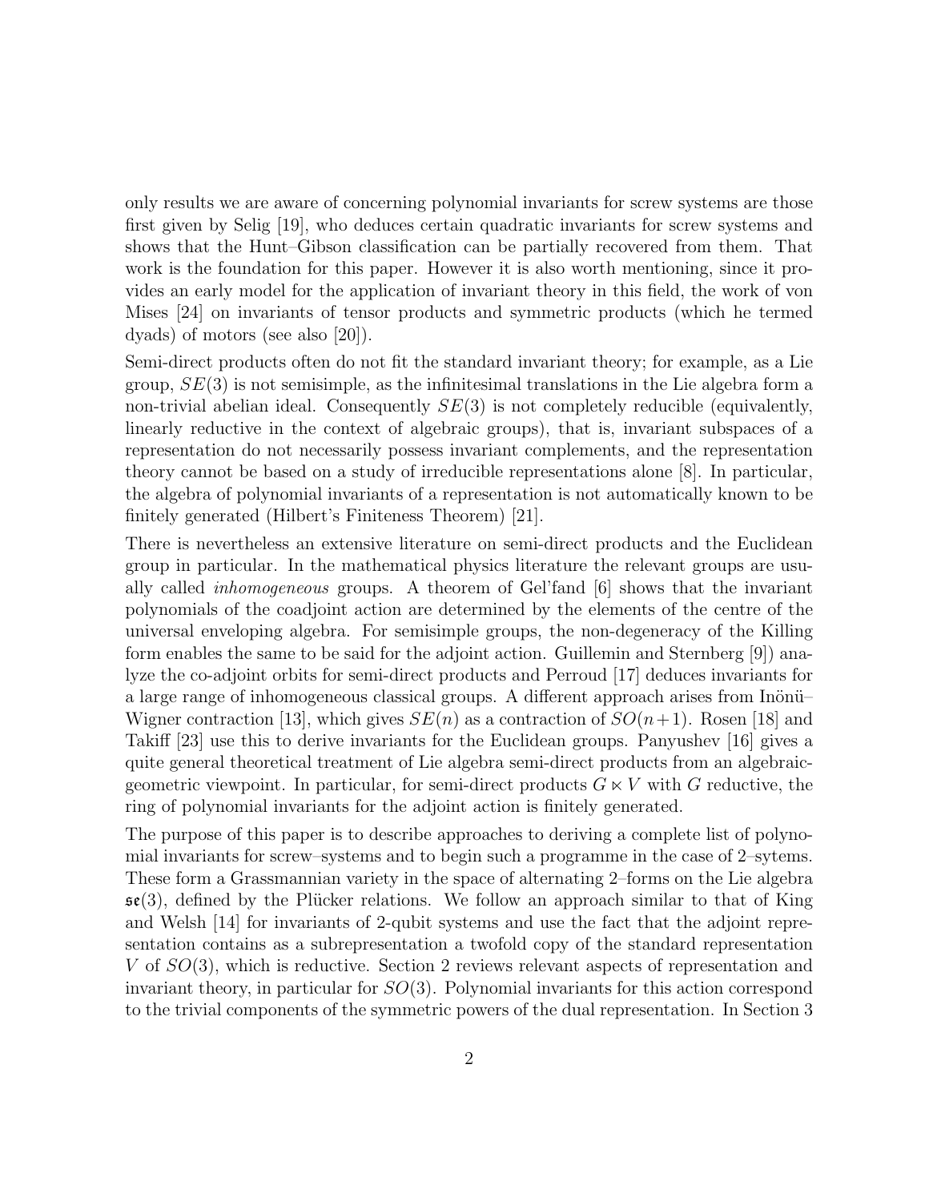only results we are aware of concerning polynomial invariants for screw systems are those first given by Selig [19], who deduces certain quadratic invariants for screw systems and shows that the Hunt–Gibson classification can be partially recovered from them. That work is the foundation for this paper. However it is also worth mentioning, since it provides an early model for the application of invariant theory in this field, the work of von Mises [24] on invariants of tensor products and symmetric products (which he termed dyads) of motors (see also [20]).

Semi-direct products often do not fit the standard invariant theory; for example, as a Lie group, $SE(3)$ is not semisimple, as the infinitesimal translations in the Lie algebra form a non-trivial abelian ideal. Consequently $SE(3)$ is not completely reducible (equivalently, linearly reductive in the context of algebraic groups), that is, invariant subspaces of a representation do not necessarily possess invariant complements, and the representation theory cannot be based on a study of irreducible representations alone [8]. In particular, the algebra of polynomial invariants of a representation is not automatically known to be finitely generated (Hilbert's Finiteness Theorem) [21].

There is nevertheless an extensive literature on semi-direct products and the Euclidean group in particular. In the mathematical physics literature the relevant groups are usually called *inhomogeneous* groups. A theorem of Gel'fand [6] shows that the invariant polynomials of the coadjoint action are determined by the elements of the centre of the universal enveloping algebra. For semisimple groups, the non-degeneracy of the Killing form enables the same to be said for the adjoint action. Guillemin and Sternberg [9]) analyze the co-adjoint orbits for semi-direct products and Perroud [17] deduces invariants for a large range of inhomogeneous classical groups. A different approach arises from Inönü–Wigner contraction [13], which gives $SE(n)$ as a contraction of $SO(n+1)$. Rosen [18] and Takiff [23] use this to derive invariants for the Euclidean groups. Panyushev [16] gives a quite general theoretical treatment of Lie algebra semi-direct products from an algebraic-geometric viewpoint. In particular, for semi-direct products $G \ltimes V$ with $G$ reductive, the ring of polynomial invariants for the adjoint action is finitely generated.

The purpose of this paper is to describe approaches to deriving a complete list of polynomial invariants for screw–systems and to begin such a programme in the case of 2–sytems. These form a Grassmannian variety in the space of alternating 2–forms on the Lie algebra $\mathfrak{se}(3)$, defined by the Plücker relations. We follow an approach similar to that of King and Welsh [14] for invariants of 2-qubit systems and use the fact that the adjoint representation contains as a subrepresentation a twofold copy of the standard representation $V$ of $SO(3)$, which is reductive. Section 2 reviews relevant aspects of representation and invariant theory, in particular for $SO(3)$. Polynomial invariants for this action correspond to the trivial components of the symmetric powers of the dual representation. In Section 3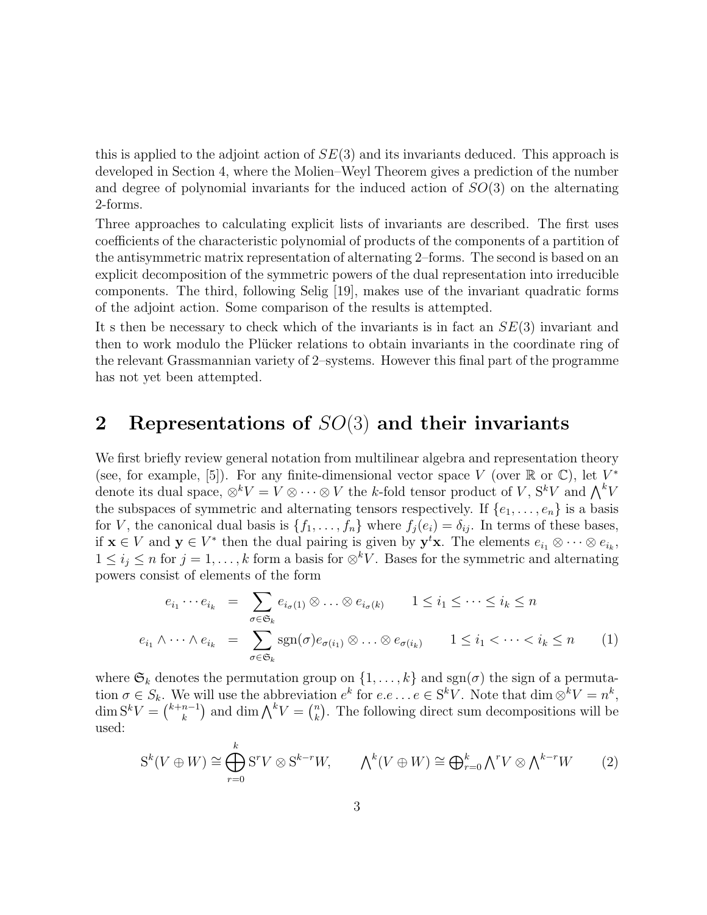this is applied to the adjoint action of $SE(3)$ and its invariants deduced. This approach is developed in Section 4, where the Molien–Weyl Theorem gives a prediction of the number and degree of polynomial invariants for the induced action of $SO(3)$ on the alternating 2-forms.

Three approaches to calculating explicit lists of invariants are described. The first uses coefficients of the characteristic polynomial of products of the components of a partition of the antisymmetric matrix representation of alternating 2–forms. The second is based on an explicit decomposition of the symmetric powers of the dual representation into irreducible components. The third, following Selig [19], makes use of the invariant quadratic forms of the adjoint action. Some comparison of the results is attempted.

It s then be necessary to check which of the invariants is in fact an $SE(3)$ invariant and then to work modulo the Plücker relations to obtain invariants in the coordinate ring of the relevant Grassmannian variety of 2–systems. However this final part of the programme has not yet been attempted.

## 2 Representations of $SO(3)$ and their invariants

We first briefly review general notation from multilinear algebra and representation theory (see, for example, [5]). For any finite-dimensional vector space $V$ (over $\mathbb{R}$ or $\mathbb{C}$), let $V^*$ denote its dual space, $\otimes^k V = V \otimes \cdots \otimes V$ the $k$-fold tensor product of $V$, $\mathrm{S}^k V$ and $\bigwedge^k V$ the subspaces of symmetric and alternating tensors respectively. If $\{e_1, \ldots, e_n\}$ is a basis for $V$, the canonical dual basis is $\{f_1, \ldots, f_n\}$ where $f_j(e_i) = \delta_{ij}$. In terms of these bases, if $\mathbf{x} \in V$ and $\mathbf{y} \in V^*$ then the dual pairing is given by $\mathbf{y}^t\mathbf{x}$. The elements $e_{i_1} \otimes \cdots \otimes e_{i_k}$, $1 \leq i_j \leq n$ for $j = 1, \ldots, k$ form a basis for $\otimes^k V$. Bases for the symmetric and alternating powers consist of elements of the form

$$
\begin{aligned}
e_{i_1} \cdots e_{i_k} &= \sum_{\sigma \in \mathfrak{S}_k} e_{i_{\sigma(1)}} \otimes \ldots \otimes e_{i_{\sigma(k)}} \qquad 1 \leq i_1 \leq \cdots \leq i_k \leq n \\
e_{i_1} \wedge \cdots \wedge e_{i_k} &= \sum_{\sigma \in \mathfrak{S}_k} \mathrm{sgn}(\sigma) e_{\sigma(i_1)} \otimes \ldots \otimes e_{\sigma(i_k)} \qquad 1 \leq i_1 < \cdots < i_k \leq n
\end{aligned}
\tag{1}
$$

where $\mathfrak{S}_k$ denotes the permutation group on $\{1, \ldots, k\}$ and $\mathrm{sgn}(\sigma)$ the sign of a permutation $\sigma \in S_k$. We will use the abbreviation $e^k$ for $e.e \ldots e \in \mathrm{S}^k V$. Note that $\dim \otimes^k V = n^k$, $\dim \mathrm{S}^k V = \binom{k+n-1}{k}$ and $\dim \bigwedge^k V = \binom{n}{k}$. The following direct sum decompositions will be used:

$$
\mathrm{S}^k(V \oplus W) \cong \bigoplus_{r=0}^{k} \mathrm{S}^r V \otimes \mathrm{S}^{k-r} W, \qquad \textstyle\bigwedge^k(V \oplus W) \cong \bigoplus_{r=0}^{k} \bigwedge^r V \otimes \bigwedge^{k-r} W \tag{2}
$$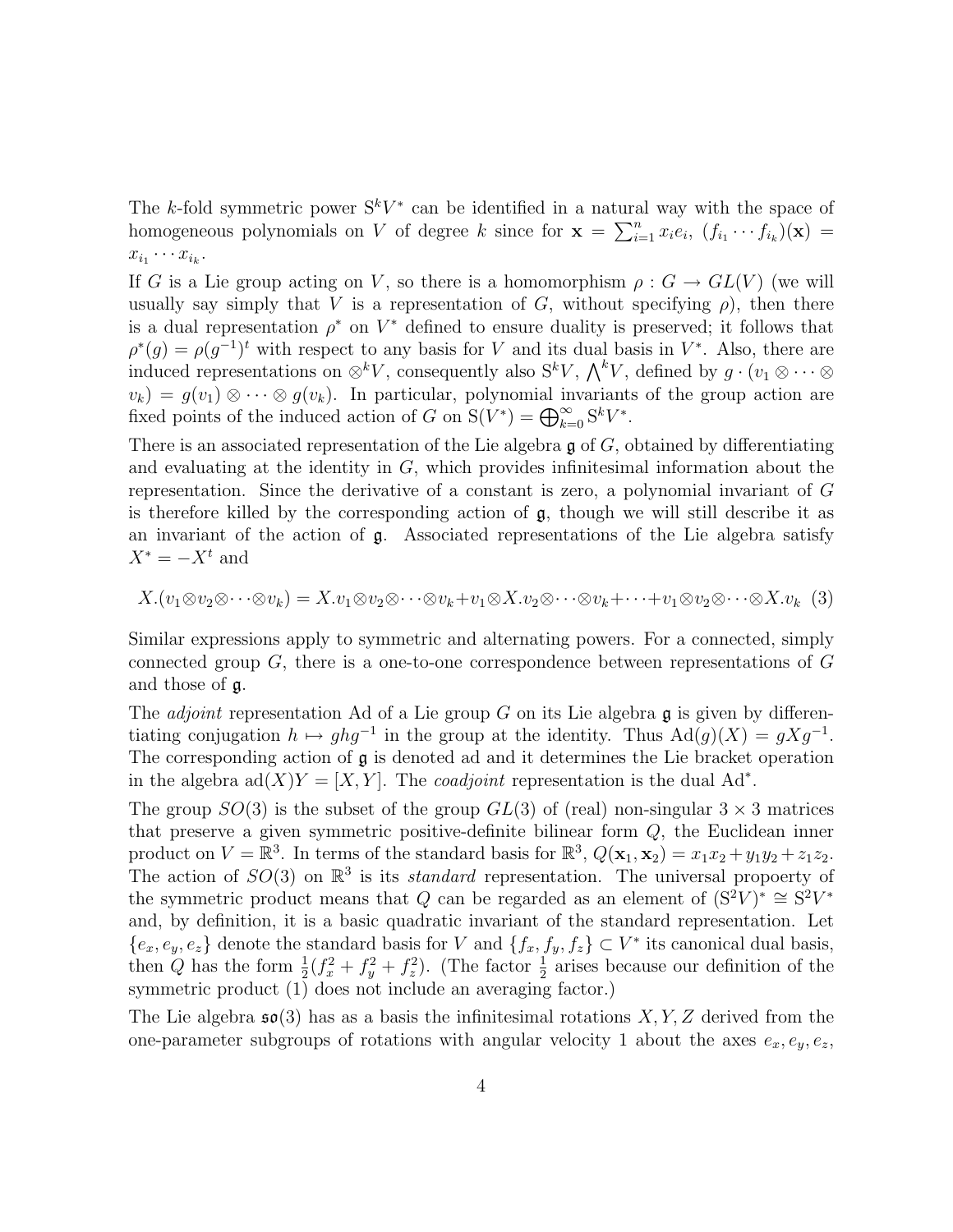The $k$-fold symmetric power $\mathrm{S}^k V^*$ can be identified in a natural way with the space of homogeneous polynomials on $V$ of degree $k$ since for $\mathbf{x} = \sum_{i=1}^n x_i e_i$, $(f_{i_1} \cdots f_{i_k})(\mathbf{x}) = x_{i_1} \cdots x_{i_k}$.

If $G$ is a Lie group acting on $V$, so there is a homomorphism $\rho : G \to GL(V)$ (we will usually say simply that $V$ is a representation of $G$, without specifying $\rho$), then there is a dual representation $\rho^*$ on $V^*$ defined to ensure duality is preserved; it follows that $\rho^*(g) = \rho(g^{-1})^t$ with respect to any basis for $V$ and its dual basis in $V^*$. Also, there are induced representations on $\otimes^k V$, consequently also $\mathrm{S}^k V$, $\bigwedge^k V$, defined by $g \cdot (v_1 \otimes \cdots \otimes v_k) = g(v_1) \otimes \cdots \otimes g(v_k)$. In particular, polynomial invariants of the group action are fixed points of the induced action of $G$ on $\mathrm{S}(V^*) = \bigoplus_{k=0}^\infty \mathrm{S}^k V^*$.

There is an associated representation of the Lie algebra $\mathfrak{g}$ of $G$, obtained by differentiating and evaluating at the identity in $G$, which provides infinitesimal information about the representation. Since the derivative of a constant is zero, a polynomial invariant of $G$ is therefore killed by the corresponding action of $\mathfrak{g}$, though we will still describe it as an invariant of the action of $\mathfrak{g}$. Associated representations of the Lie algebra satisfy $X^* = -X^t$ and

$$X.(v_1 \otimes v_2 \otimes \cdots \otimes v_k) = X.v_1 \otimes v_2 \otimes \cdots \otimes v_k + v_1 \otimes X.v_2 \otimes \cdots \otimes v_k + \cdots + v_1 \otimes v_2 \otimes \cdots \otimes X.v_k \quad (3)$$

Similar expressions apply to symmetric and alternating powers. For a connected, simply connected group $G$, there is a one-to-one correspondence between representations of $G$ and those of $\mathfrak{g}$.

The *adjoint* representation Ad of a Lie group $G$ on its Lie algebra $\mathfrak{g}$ is given by differentiating conjugation $h \mapsto ghg^{-1}$ in the group at the identity. Thus $\mathrm{Ad}(g)(X) = gXg^{-1}$. The corresponding action of $\mathfrak{g}$ is denoted ad and it determines the Lie bracket operation in the algebra $\mathrm{ad}(X)Y = [X, Y]$. The *coadjoint* representation is the dual $\mathrm{Ad}^*$.

The group $SO(3)$ is the subset of the group $GL(3)$ of (real) non-singular $3 \times 3$ matrices that preserve a given symmetric positive-definite bilinear form $Q$, the Euclidean inner product on $V = \mathbb{R}^3$. In terms of the standard basis for $\mathbb{R}^3$, $Q(\mathbf{x}_1, \mathbf{x}_2) = x_1 x_2 + y_1 y_2 + z_1 z_2$. The action of $SO(3)$ on $\mathbb{R}^3$ is its *standard* representation. The universal propoerty of the symmetric product means that $Q$ can be regarded as an element of $(\mathrm{S}^2 V)^* \cong \mathrm{S}^2 V^*$ and, by definition, it is a basic quadratic invariant of the standard representation. Let $\{e_x, e_y, e_z\}$ denote the standard basis for $V$ and $\{f_x, f_y, f_z\} \subset V^*$ its canonical dual basis, then $Q$ has the form $\frac{1}{2}(f_x^2 + f_y^2 + f_z^2)$. (The factor $\frac{1}{2}$ arises because our definition of the symmetric product (1) does not include an averaging factor.)

The Lie algebra $\mathfrak{so}(3)$ has as a basis the infinitesimal rotations $X, Y, Z$ derived from the one-parameter subgroups of rotations with angular velocity 1 about the axes $e_x, e_y, e_z$,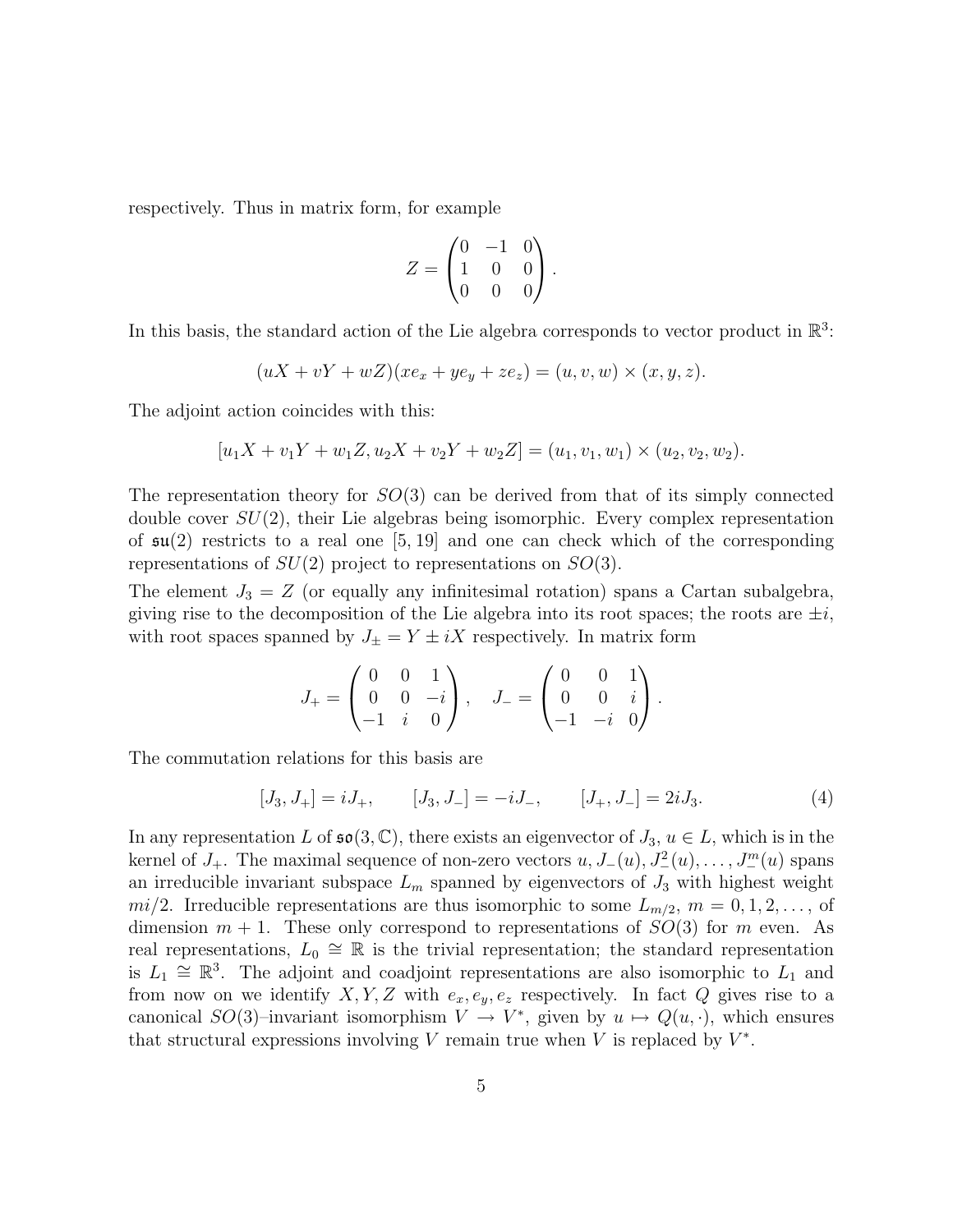respectively. Thus in matrix form, for example

$$Z = \begin{pmatrix} 0 & -1 & 0 \\ 1 & 0 & 0 \\ 0 & 0 & 0 \end{pmatrix}.$$

In this basis, the standard action of the Lie algebra corresponds to vector product in $\mathbb{R}^3$:

$$(uX + vY + wZ)(xe_x + ye_y + ze_z) = (u, v, w) \times (x, y, z).$$

The adjoint action coincides with this:

$$[u_1X + v_1Y + w_1Z, u_2X + v_2Y + w_2Z] = (u_1, v_1, w_1) \times (u_2, v_2, w_2).$$

The representation theory for $SO(3)$ can be derived from that of its simply connected double cover $SU(2)$, their Lie algebras being isomorphic. Every complex representation of $\mathfrak{su}(2)$ restricts to a real one [5, 19] and one can check which of the corresponding representations of $SU(2)$ project to representations on $SO(3)$.

The element $J_3 = Z$ (or equally any infinitesimal rotation) spans a Cartan subalgebra, giving rise to the decomposition of the Lie algebra into its root spaces; the roots are $\pm i$, with root spaces spanned by $J_\pm = Y \pm iX$ respectively. In matrix form

$$J_+ = \begin{pmatrix} 0 & 0 & 1 \\ 0 & 0 & -i \\ -1 & i & 0 \end{pmatrix}, \quad J_- = \begin{pmatrix} 0 & 0 & 1 \\ 0 & 0 & i \\ -1 & -i & 0 \end{pmatrix}.$$

The commutation relations for this basis are

$$[J_3, J_+] = iJ_+, \qquad [J_3, J_-] = -iJ_-, \qquad [J_+, J_-] = 2iJ_3. \tag{4}$$

In any representation $L$ of $\mathfrak{so}(3, \mathbb{C})$, there exists an eigenvector of $J_3$, $u \in L$, which is in the kernel of $J_+$. The maximal sequence of non-zero vectors $u, J_-(u), J_-^2(u), \ldots, J_-^m(u)$ spans an irreducible invariant subspace $L_m$ spanned by eigenvectors of $J_3$ with highest weight $mi/2$. Irreducible representations are thus isomorphic to some $L_{m/2}$, $m = 0, 1, 2, \ldots$, of dimension $m + 1$. These only correspond to representations of $SO(3)$ for $m$ even. As real representations, $L_0 \cong \mathbb{R}$ is the trivial representation; the standard representation is $L_1 \cong \mathbb{R}^3$. The adjoint and coadjoint representations are also isomorphic to $L_1$ and from now on we identify $X, Y, Z$ with $e_x, e_y, e_z$ respectively. In fact $Q$ gives rise to a canonical $SO(3)$–invariant isomorphism $V \to V^*$, given by $u \mapsto Q(u, \cdot)$, which ensures that structural expressions involving $V$ remain true when $V$ is replaced by $V^*$.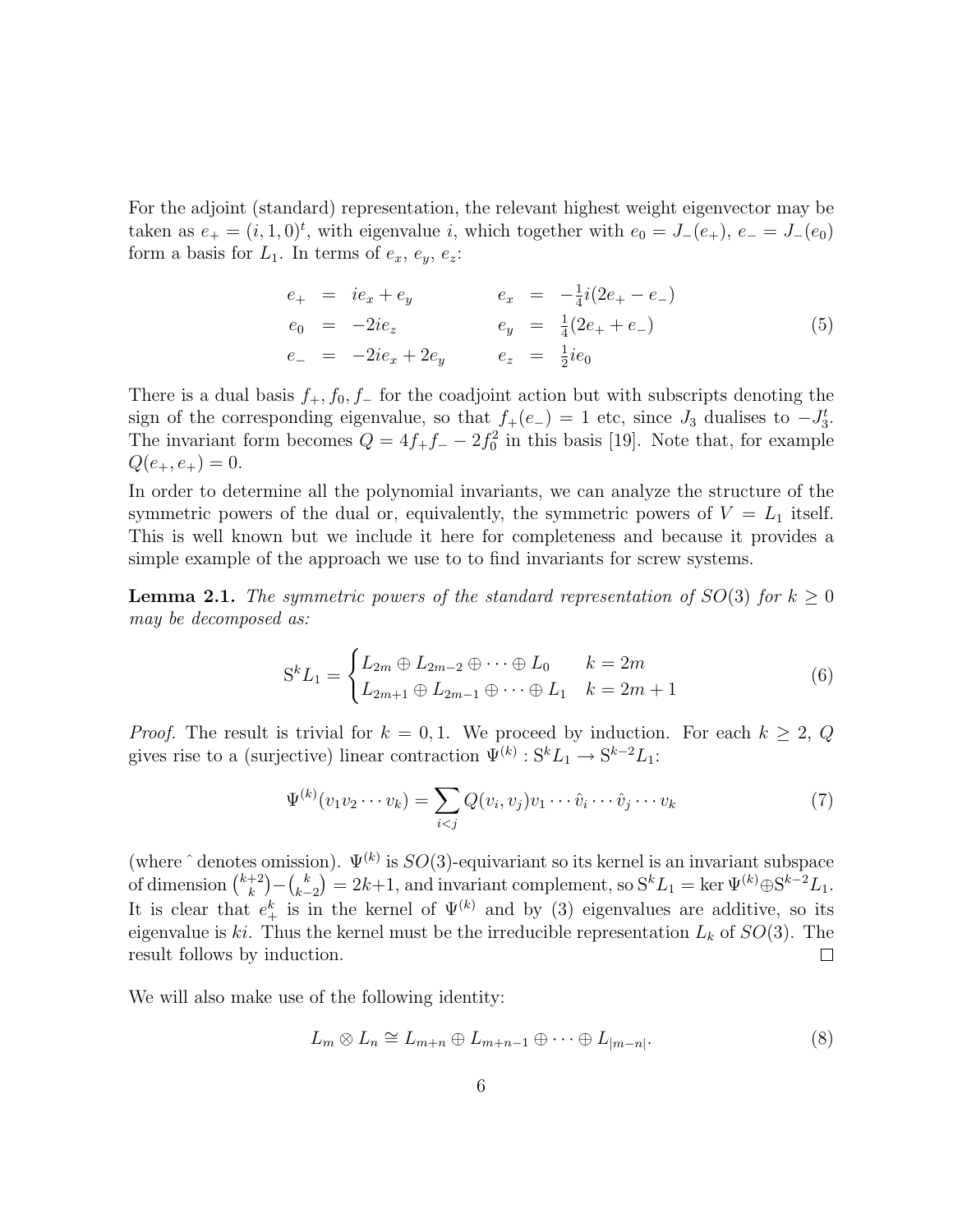For the adjoint (standard) representation, the relevant highest weight eigenvector may be taken as $e_+ = (i, 1, 0)^t$, with eigenvalue $i$, which together with $e_0 = J_-(e_+)$, $e_- = J_-(e_0)$ form a basis for $L_1$. In terms of $e_x$, $e_y$, $e_z$:

$$
\begin{aligned}
e_+ &= ie_x + e_y & \qquad e_x &= -\tfrac{1}{4}i(2e_+ - e_-) \\
e_0 &= -2ie_z & \qquad e_y &= \tfrac{1}{4}(2e_+ + e_-) \\
e_- &= -2ie_x + 2e_y & \qquad e_z &= \tfrac{1}{2}ie_0
\end{aligned}
\tag{5}
$$

There is a dual basis $f_+, f_0, f_-$ for the coadjoint action but with subscripts denoting the sign of the corresponding eigenvalue, so that $f_+(e_-) = 1$ etc, since $J_3$ dualises to $-J_3^t$. The invariant form becomes $Q = 4f_+f_- - 2f_0^2$ in this basis [19]. Note that, for example $Q(e_+, e_+) = 0$.

In order to determine all the polynomial invariants, we can analyze the structure of the symmetric powers of the dual or, equivalently, the symmetric powers of $V = L_1$ itself. This is well known but we include it here for completeness and because it provides a simple example of the approach we use to to find invariants for screw systems.

**Lemma 2.1.** *The symmetric powers of the standard representation of $SO(3)$ for $k \geq 0$ may be decomposed as:*

$$
\mathrm{S}^k L_1 = \begin{cases} L_{2m} \oplus L_{2m-2} \oplus \cdots \oplus L_0 & k = 2m \\ L_{2m+1} \oplus L_{2m-1} \oplus \cdots \oplus L_1 & k = 2m+1 \end{cases}
\tag{6}
$$

*Proof.* The result is trivial for $k = 0, 1$. We proceed by induction. For each $k \geq 2$, $Q$ gives rise to a (surjective) linear contraction $\Psi^{(k)} : \mathrm{S}^k L_1 \to \mathrm{S}^{k-2} L_1$:

$$
\Psi^{(k)}(v_1 v_2 \cdots v_k) = \sum_{i<j} Q(v_i, v_j) v_1 \cdots \hat{v}_i \cdots \hat{v}_j \cdots v_k
\tag{7}
$$

(where $\hat{}$ denotes omission). $\Psi^{(k)}$ is $SO(3)$-equivariant so its kernel is an invariant subspace of dimension $\binom{k+2}{k} - \binom{k}{k-2} = 2k+1$, and invariant complement, so $\mathrm{S}^k L_1 = \ker \Psi^{(k)} \oplus \mathrm{S}^{k-2} L_1$. It is clear that $e_+^k$ is in the kernel of $\Psi^{(k)}$ and by (3) eigenvalues are additive, so its eigenvalue is $ki$. Thus the kernel must be the irreducible representation $L_k$ of $SO(3)$. The result follows by induction. □

We will also make use of the following identity:

$$
L_m \otimes L_n \cong L_{m+n} \oplus L_{m+n-1} \oplus \cdots \oplus L_{|m-n|}.
\tag{8}
$$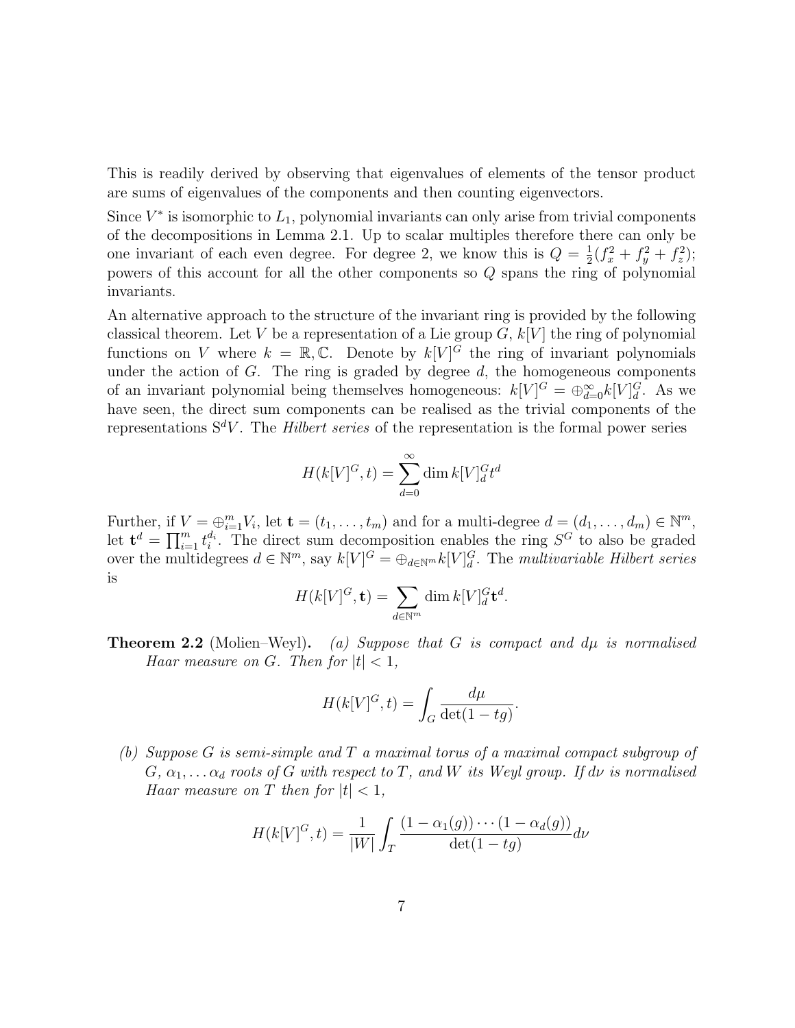This is readily derived by observing that eigenvalues of elements of the tensor product are sums of eigenvalues of the components and then counting eigenvectors.

Since $V^*$ is isomorphic to $L_1$, polynomial invariants can only arise from trivial components of the decompositions in Lemma 2.1. Up to scalar multiples therefore there can only be one invariant of each even degree. For degree 2, we know this is $Q = \frac{1}{2}(f_x^2 + f_y^2 + f_z^2)$; powers of this account for all the other components so $Q$ spans the ring of polynomial invariants.

An alternative approach to the structure of the invariant ring is provided by the following classical theorem. Let $V$ be a representation of a Lie group $G$, $k[V]$ the ring of polynomial functions on $V$ where $k = \mathbb{R}, \mathbb{C}$. Denote by $k[V]^G$ the ring of invariant polynomials under the action of $G$. The ring is graded by degree $d$, the homogeneous components of an invariant polynomial being themselves homogeneous: $k[V]^G = \oplus_{d=0}^{\infty} k[V]_d^G$. As we have seen, the direct sum components can be realised as the trivial components of the representations $\mathrm{S}^d V$. The *Hilbert series* of the representation is the formal power series

$$H(k[V]^G, t) = \sum_{d=0}^{\infty} \dim k[V]_d^G t^d$$

Further, if $V = \oplus_{i=1}^m V_i$, let $\mathbf{t} = (t_1, \ldots, t_m)$ and for a multi-degree $d = (d_1, \ldots, d_m) \in \mathbb{N}^m$, let $\mathbf{t}^d = \prod_{i=1}^m t_i^{d_i}$. The direct sum decomposition enables the ring $S^G$ to also be graded over the multidegrees $d \in \mathbb{N}^m$, say $k[V]^G = \oplus_{d \in \mathbb{N}^m} k[V]_d^G$. The *multivariable Hilbert series* is

$$H(k[V]^G, \mathbf{t}) = \sum_{d \in \mathbb{N}^m} \dim k[V]_d^G \mathbf{t}^d.$$

**Theorem 2.2** (Molien–Weyl)**.** *(a) Suppose that $G$ is compact and $d\mu$ is normalised Haar measure on $G$. Then for $|t| < 1$,*

$$H(k[V]^G, t) = \int_G \frac{d\mu}{\det(1 - tg)}.$$

*(b) Suppose $G$ is semi-simple and $T$ a maximal torus of a maximal compact subgroup of $G$, $\alpha_1, \ldots \alpha_d$ roots of $G$ with respect to $T$, and $W$ its Weyl group. If $d\nu$ is normalised Haar measure on $T$ then for $|t| < 1$,*

$$H(k[V]^G, t) = \frac{1}{|W|} \int_T \frac{(1 - \alpha_1(g)) \cdots (1 - \alpha_d(g))}{\det(1 - tg)} d\nu$$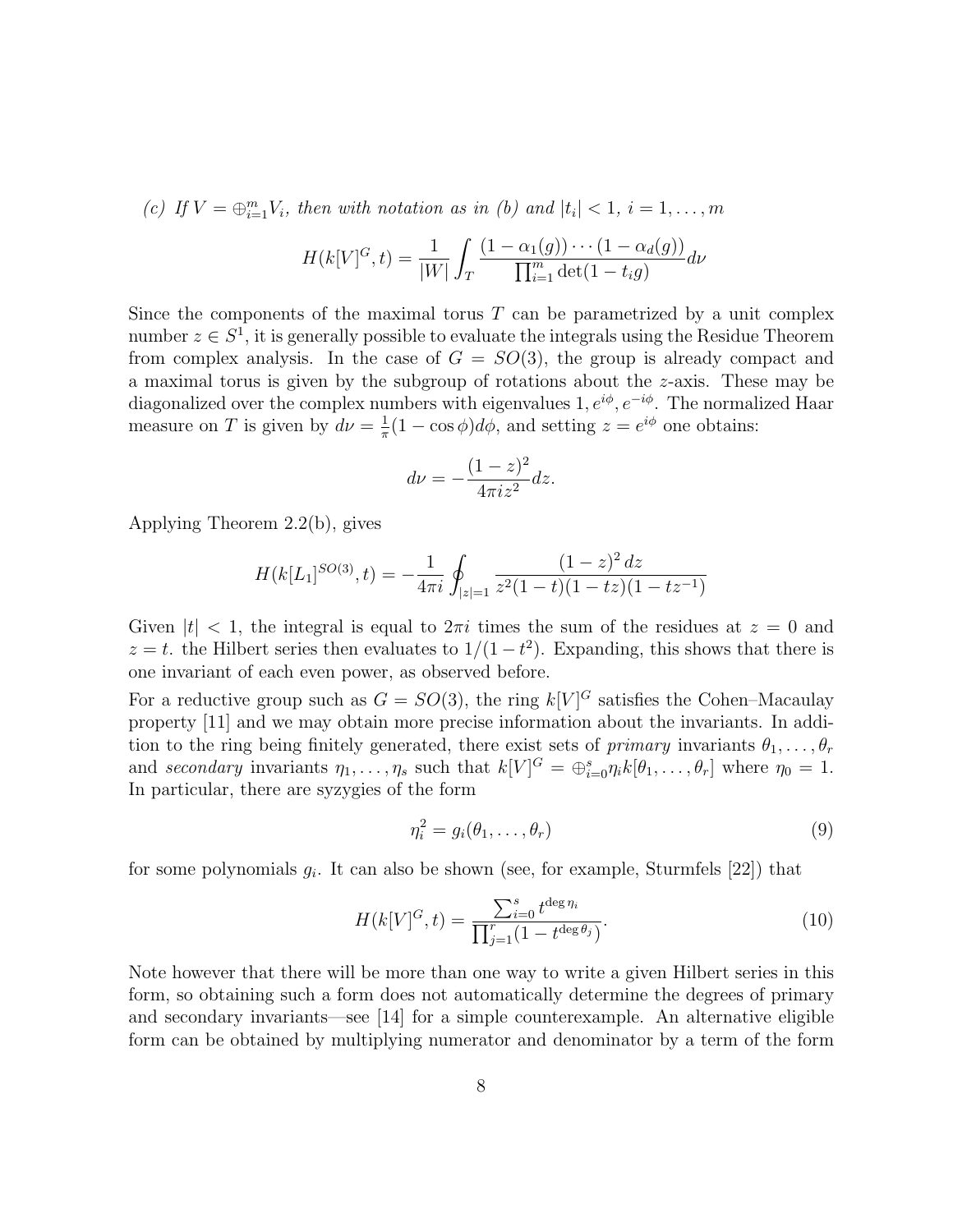*(c) If $V = \oplus_{i=1}^m V_i$, then with notation as in (b) and $|t_i| < 1$, $i = 1, \ldots, m$*

$$H(k[V]^G, t) = \frac{1}{|W|} \int_T \frac{(1 - \alpha_1(g)) \cdots (1 - \alpha_d(g))}{\prod_{i=1}^m \det(1 - t_i g)} d\nu$$

Since the components of the maximal torus $T$ can be parametrized by a unit complex number $z \in S^1$, it is generally possible to evaluate the integrals using the Residue Theorem from complex analysis. In the case of $G = SO(3)$, the group is already compact and a maximal torus is given by the subgroup of rotations about the $z$-axis. These may be diagonalized over the complex numbers with eigenvalues $1, e^{i\phi}, e^{-i\phi}$. The normalized Haar measure on $T$ is given by $d\nu = \frac{1}{\pi}(1 - \cos\phi) d\phi$, and setting $z = e^{i\phi}$ one obtains:

$$d\nu = -\frac{(1-z)^2}{4\pi i z^2} dz.$$

Applying Theorem 2.2(b), gives

$$H(k[L_1]^{SO(3)}, t) = -\frac{1}{4\pi i} \oint_{|z|=1} \frac{(1-z)^2 \, dz}{z^2 (1-t)(1-tz)(1-tz^{-1})}$$

Given $|t| < 1$, the integral is equal to $2\pi i$ times the sum of the residues at $z = 0$ and $z = t$. the Hilbert series then evaluates to $1/(1-t^2)$. Expanding, this shows that there is one invariant of each even power, as observed before.

For a reductive group such as $G = SO(3)$, the ring $k[V]^G$ satisfies the Cohen–Macaulay property [11] and we may obtain more precise information about the invariants. In addition to the ring being finitely generated, there exist sets of *primary* invariants $\theta_1, \ldots, \theta_r$ and *secondary* invariants $\eta_1, \ldots, \eta_s$ such that $k[V]^G = \oplus_{i=0}^s \eta_i k[\theta_1, \ldots, \theta_r]$ where $\eta_0 = 1$. In particular, there are syzygies of the form

$$\eta_i^2 = g_i(\theta_1, \ldots, \theta_r) \tag{9}$$

for some polynomials $g_i$. It can also be shown (see, for example, Sturmfels [22]) that

$$H(k[V]^G, t) = \frac{\sum_{i=0}^s t^{\deg \eta_i}}{\prod_{j=1}^r (1 - t^{\deg \theta_j})}. \tag{10}$$

Note however that there will be more than one way to write a given Hilbert series in this form, so obtaining such a form does not automatically determine the degrees of primary and secondary invariants—see [14] for a simple counterexample. An alternative eligible form can be obtained by multiplying numerator and denominator by a term of the form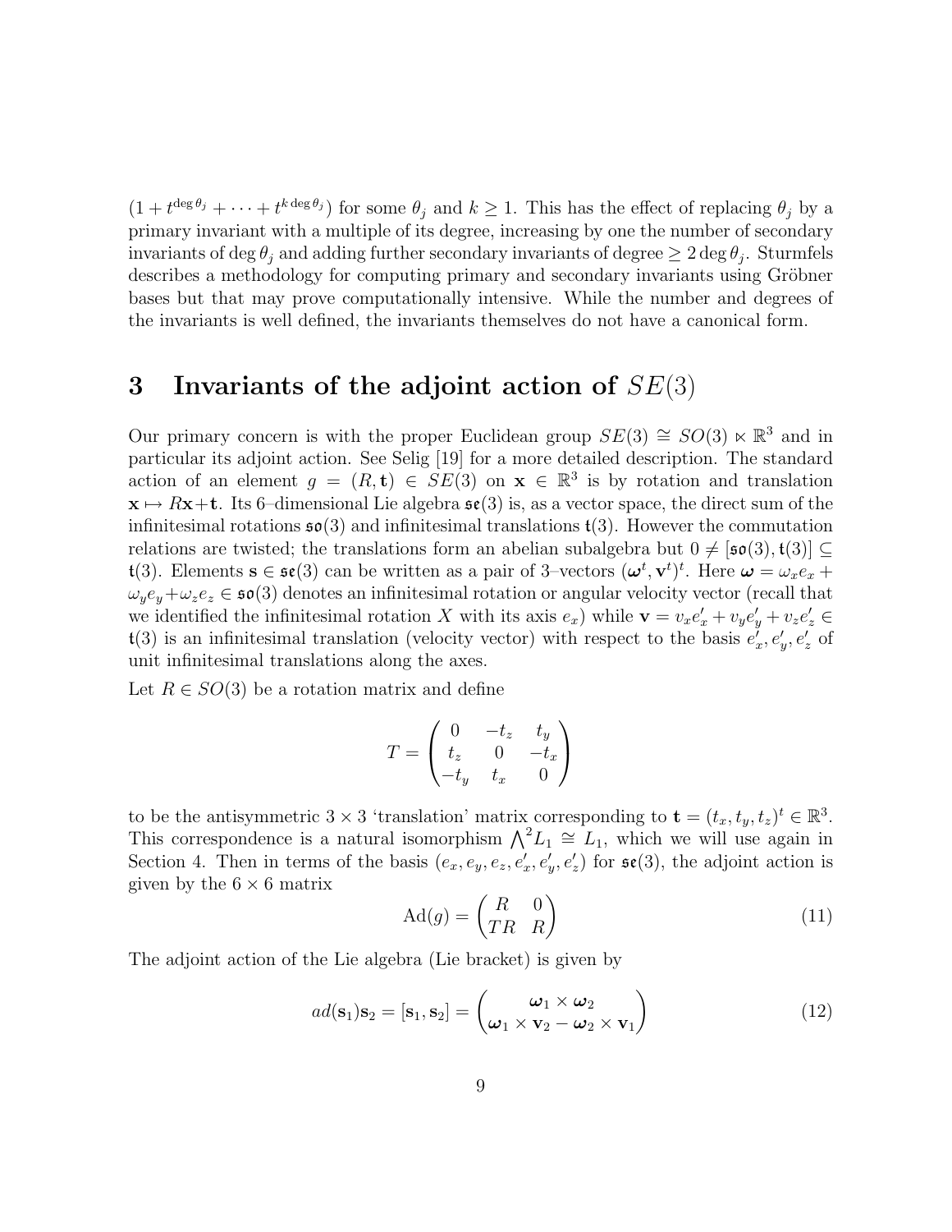$(1 + t^{\deg \theta_j} + \cdots + t^{k \deg \theta_j})$ for some $\theta_j$ and $k \geq 1$. This has the effect of replacing $\theta_j$ by a primary invariant with a multiple of its degree, increasing by one the number of secondary invariants of $\deg \theta_j$ and adding further secondary invariants of degree $\geq 2 \deg \theta_j$. Sturmfels describes a methodology for computing primary and secondary invariants using Gröbner bases but that may prove computationally intensive. While the number and degrees of the invariants is well defined, the invariants themselves do not have a canonical form.

# 3 Invariants of the adjoint action of $SE(3)$

Our primary concern is with the proper Euclidean group $SE(3) \cong SO(3) \ltimes \mathbb{R}^3$ and in particular its adjoint action. See Selig [19] for a more detailed description. The standard action of an element $g = (R, \mathbf{t}) \in SE(3)$ on $\mathbf{x} \in \mathbb{R}^3$ is by rotation and translation $\mathbf{x} \mapsto R\mathbf{x} + \mathbf{t}$. Its 6–dimensional Lie algebra $\mathfrak{se}(3)$ is, as a vector space, the direct sum of the infinitesimal rotations $\mathfrak{so}(3)$ and infinitesimal translations $\mathfrak{t}(3)$. However the commutation relations are twisted; the translations form an abelian subalgebra but $0 \neq [\mathfrak{so}(3), \mathfrak{t}(3)] \subseteq \mathfrak{t}(3)$. Elements $\mathbf{s} \in \mathfrak{se}(3)$ can be written as a pair of 3–vectors $(\boldsymbol{\omega}^t, \mathbf{v}^t)^t$. Here $\boldsymbol{\omega} = \omega_x e_x + \omega_y e_y + \omega_z e_z \in \mathfrak{so}(3)$ denotes an infinitesimal rotation or angular velocity vector (recall that we identified the infinitesimal rotation $X$ with its axis $e_x$) while $\mathbf{v} = v_x e'_x + v_y e'_y + v_z e'_z \in \mathfrak{t}(3)$ is an infinitesimal translation (velocity vector) with respect to the basis $e'_x, e'_y, e'_z$ of unit infinitesimal translations along the axes.

Let $R \in SO(3)$ be a rotation matrix and define

$$T = \begin{pmatrix} 0 & -t_z & t_y \\ t_z & 0 & -t_x \\ -t_y & t_x & 0 \end{pmatrix}$$

to be the antisymmetric $3 \times 3$ 'translation' matrix corresponding to $\mathbf{t} = (t_x, t_y, t_z)^t \in \mathbb{R}^3$. This correspondence is a natural isomorphism $\bigwedge^2 L_1 \cong L_1$, which we will use again in Section 4. Then in terms of the basis $(e_x, e_y, e_z, e'_x, e'_y, e'_z)$ for $\mathfrak{se}(3)$, the adjoint action is given by the $6 \times 6$ matrix

$$\mathrm{Ad}(g) = \begin{pmatrix} R & 0 \\ TR & R \end{pmatrix} \tag{11}$$

The adjoint action of the Lie algebra (Lie bracket) is given by

$$ad(\mathbf{s}_1)\mathbf{s}_2 = [\mathbf{s}_1, \mathbf{s}_2] = \begin{pmatrix} \boldsymbol{\omega}_1 \times \boldsymbol{\omega}_2 \\ \boldsymbol{\omega}_1 \times \mathbf{v}_2 - \boldsymbol{\omega}_2 \times \mathbf{v}_1 \end{pmatrix} \tag{12}$$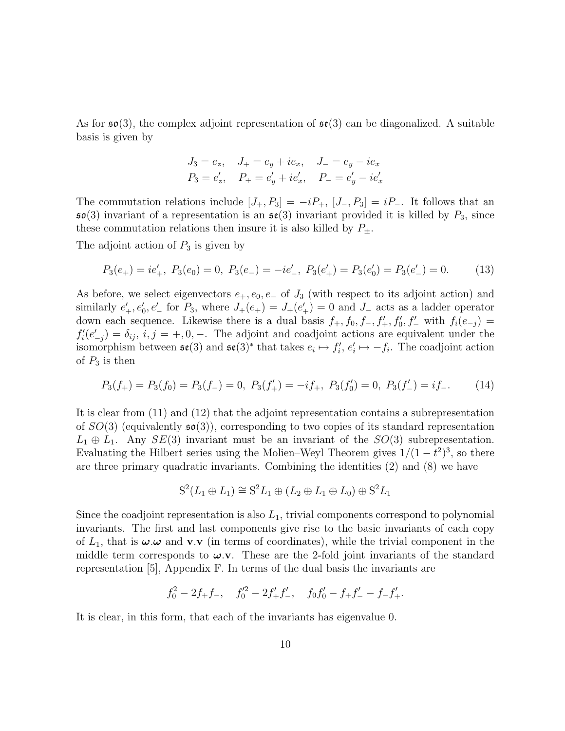As for $\mathfrak{so}(3)$, the complex adjoint representation of $\mathfrak{se}(3)$ can be diagonalized. A suitable basis is given by

$$
\begin{aligned}
J_3 &= e_z, \quad J_+ = e_y + ie_x, \quad J_- = e_y - ie_x \\
P_3 &= e'_z, \quad P_+ = e'_y + ie'_x, \quad P_- = e'_y - ie'_x
\end{aligned}
$$

The commutation relations include $[J_+, P_3] = -iP_+$, $[J_-, P_3] = iP_-$. It follows that an $\mathfrak{so}(3)$ invariant of a representation is an $\mathfrak{se}(3)$ invariant provided it is killed by $P_3$, since these commutation relations then insure it is also killed by $P_\pm$.

The adjoint action of $P_3$ is given by

$$
P_3(e_+) = ie'_+, \ P_3(e_0) = 0, \ P_3(e_-) = -ie'_-, \ P_3(e'_+) = P_3(e'_0) = P_3(e'_-) = 0. \tag{13}
$$

As before, we select eigenvectors $e_+, e_0, e_-$ of $J_3$ (with respect to its adjoint action) and similarly $e'_+, e'_0, e'_-$ for $P_3$, where $J_+(e_+) = J_+(e'_+) = 0$ and $J_-$ acts as a ladder operator down each sequence. Likewise there is a dual basis $f_+, f_0, f_-, f'_+, f'_0, f'_-$ with $f_i(e_{-j}) = f'_i(e'_{-j}) = \delta_{ij}$, $i, j = +, 0, -$. The adjoint and coadjoint actions are equivalent under the isomorphism between $\mathfrak{se}(3)$ and $\mathfrak{se}(3)^*$ that takes $e_i \mapsto f'_i$, $e'_i \mapsto -f_i$. The coadjoint action of $P_3$ is then

$$
P_3(f_+) = P_3(f_0) = P_3(f_-) = 0, \ P_3(f'_+) = -if_+, \ P_3(f'_0) = 0, \ P_3(f'_-) = if_-. \tag{14}
$$

It is clear from (11) and (12) that the adjoint representation contains a subrepresentation of $SO(3)$ (equivalently $\mathfrak{so}(3)$), corresponding to two copies of its standard representation $L_1 \oplus L_1$. Any $SE(3)$ invariant must be an invariant of the $SO(3)$ subrepresentation. Evaluating the Hilbert series using the Molien–Weyl Theorem gives $1/(1-t^2)^3$, so there are three primary quadratic invariants. Combining the identities (2) and (8) we have

$$
\mathrm{S}^2(L_1 \oplus L_1) \cong \mathrm{S}^2 L_1 \oplus (L_2 \oplus L_1 \oplus L_0) \oplus \mathrm{S}^2 L_1
$$

Since the coadjoint representation is also $L_1$, trivial components correspond to polynomial invariants. The first and last components give rise to the basic invariants of each copy of $L_1$, that is $\boldsymbol{\omega}.\boldsymbol{\omega}$ and $\mathbf{v}.\mathbf{v}$ (in terms of coordinates), while the trivial component in the middle term corresponds to $\boldsymbol{\omega}.\mathbf{v}$. These are the 2-fold joint invariants of the standard representation [5], Appendix F. In terms of the dual basis the invariants are

$$
f_0^2 - 2f_+f_-, \quad f_0'^2 - 2f'_+f'_-, \quad f_0f'_0 - f_+f'_- - f_-f'_+.
$$

It is clear, in this form, that each of the invariants has eigenvalue 0.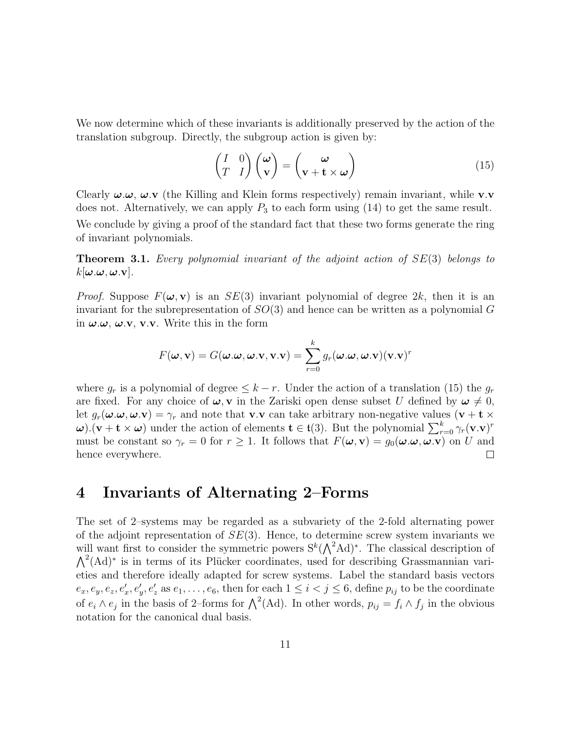We now determine which of these invariants is additionally preserved by the action of the translation subgroup. Directly, the subgroup action is given by:

$$\begin{pmatrix} I & 0 \\ T & I \end{pmatrix} \begin{pmatrix} \boldsymbol{\omega} \\ \mathbf{v} \end{pmatrix} = \begin{pmatrix} \boldsymbol{\omega} \\ \mathbf{v} + \mathbf{t} \times \boldsymbol{\omega} \end{pmatrix} \tag{15}$$

Clearly $\boldsymbol{\omega}.\boldsymbol{\omega}$, $\boldsymbol{\omega}.\mathbf{v}$ (the Killing and Klein forms respectively) remain invariant, while $\mathbf{v}.\mathbf{v}$ does not. Alternatively, we can apply $P_3$ to each form using (14) to get the same result.

We conclude by giving a proof of the standard fact that these two forms generate the ring of invariant polynomials.

**Theorem 3.1.** *Every polynomial invariant of the adjoint action of $SE(3)$ belongs to $k[\boldsymbol{\omega}.\boldsymbol{\omega}, \boldsymbol{\omega}.\mathbf{v}]$.*

*Proof.* Suppose $F(\boldsymbol{\omega}, \mathbf{v})$ is an $SE(3)$ invariant polynomial of degree $2k$, then it is an invariant for the subrepresentation of $SO(3)$ and hence can be written as a polynomial $G$ in $\boldsymbol{\omega}.\boldsymbol{\omega}$, $\boldsymbol{\omega}.\mathbf{v}$, $\mathbf{v}.\mathbf{v}$. Write this in the form

$$F(\boldsymbol{\omega}, \mathbf{v}) = G(\boldsymbol{\omega}.\boldsymbol{\omega}, \boldsymbol{\omega}.\mathbf{v}, \mathbf{v}.\mathbf{v}) = \sum_{r=0}^{k} g_r(\boldsymbol{\omega}.\boldsymbol{\omega}, \boldsymbol{\omega}.\mathbf{v})(\mathbf{v}.\mathbf{v})^r$$

where $g_r$ is a polynomial of degree $\leq k - r$. Under the action of a translation (15) the $g_r$ are fixed. For any choice of $\boldsymbol{\omega}, \mathbf{v}$ in the Zariski open dense subset $U$ defined by $\boldsymbol{\omega} \neq 0$, let $g_r(\boldsymbol{\omega}.\boldsymbol{\omega}, \boldsymbol{\omega}.\mathbf{v}) = \gamma_r$ and note that $\mathbf{v}.\mathbf{v}$ can take arbitrary non-negative values $(\mathbf{v} + \mathbf{t} \times \boldsymbol{\omega}).(\mathbf{v} + \mathbf{t} \times \boldsymbol{\omega})$ under the action of elements $\mathbf{t} \in \mathfrak{t}(3)$. But the polynomial $\sum_{r=0}^{k} \gamma_r (\mathbf{v}.\mathbf{v})^r$ must be constant so $\gamma_r = 0$ for $r \geq 1$. It follows that $F(\boldsymbol{\omega}, \mathbf{v}) = g_0(\boldsymbol{\omega}.\boldsymbol{\omega}, \boldsymbol{\omega}.\mathbf{v})$ on $U$ and hence everywhere. □

# 4 Invariants of Alternating 2–Forms

The set of 2–systems may be regarded as a subvariety of the 2-fold alternating power of the adjoint representation of $SE(3)$. Hence, to determine screw system invariants we will want first to consider the symmetric powers $\mathrm{S}^k(\bigwedge^2 \mathrm{Ad})^*$. The classical description of $\bigwedge^2(\mathrm{Ad})^*$ is in terms of its Plücker coordinates, used for describing Grassmannian varieties and therefore ideally adapted for screw systems. Label the standard basis vectors $e_x, e_y, e_z, e'_x, e'_y, e'_z$ as $e_1, \ldots, e_6$, then for each $1 \leq i < j \leq 6$, define $p_{ij}$ to be the coordinate of $e_i \wedge e_j$ in the basis of 2–forms for $\bigwedge^2(\mathrm{Ad})$. In other words, $p_{ij} = f_i \wedge f_j$ in the obvious notation for the canonical dual basis.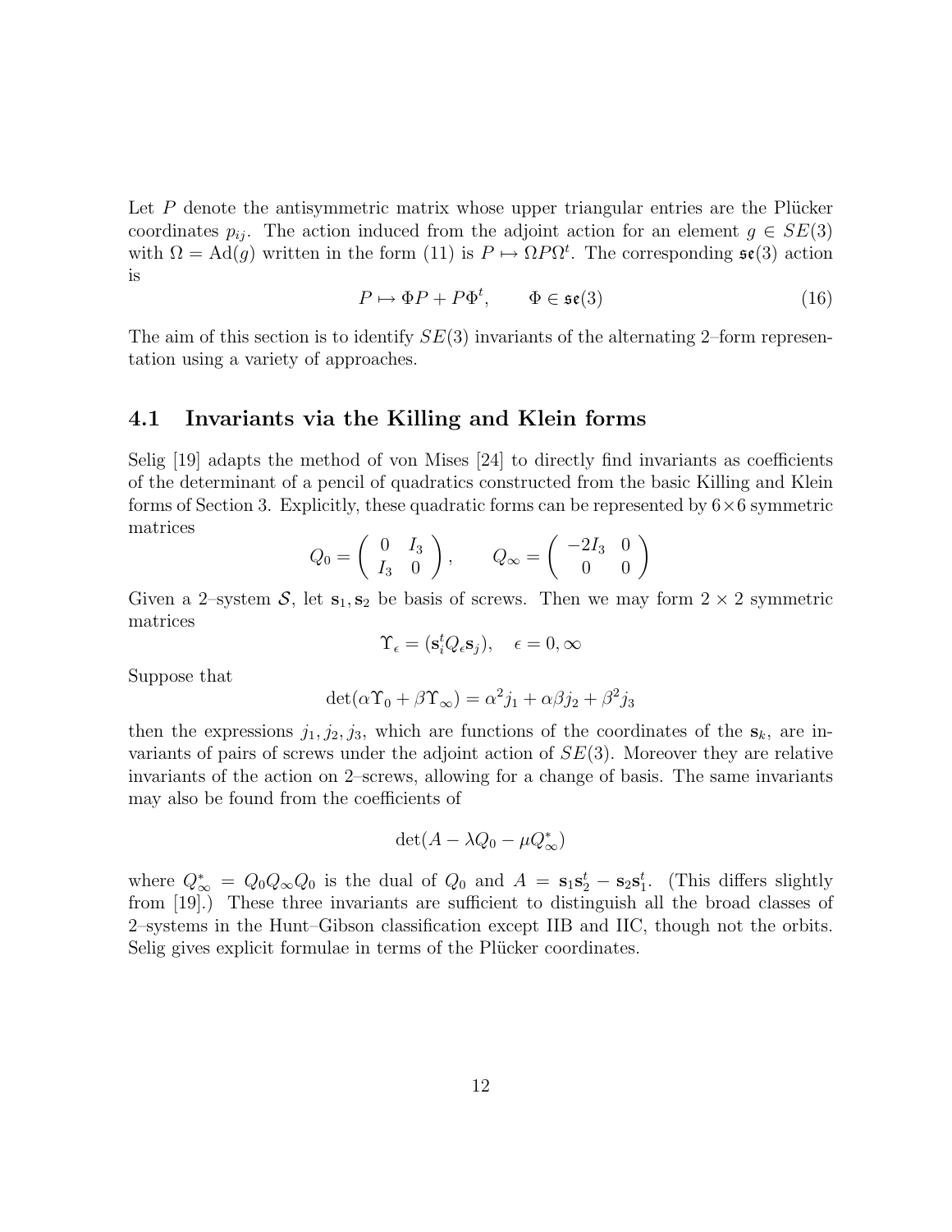Let $P$ denote the antisymmetric matrix whose upper triangular entries are the Plücker coordinates $p_{ij}$. The action induced from the adjoint action for an element $g \in SE(3)$ with $\Omega = \mathrm{Ad}(g)$ written in the form (11) is $P \mapsto \Omega P \Omega^t$. The corresponding $\mathfrak{se}(3)$ action is

$$P \mapsto \Phi P + P \Phi^t, \qquad \Phi \in \mathfrak{se}(3) \tag{16}$$

The aim of this section is to identify $SE(3)$ invariants of the alternating 2–form representation using a variety of approaches.

## 4.1 Invariants via the Killing and Klein forms

Selig [19] adapts the method of von Mises [24] to directly find invariants as coefficients of the determinant of a pencil of quadratics constructed from the basic Killing and Klein forms of Section 3. Explicitly, these quadratic forms can be represented by $6 \times 6$ symmetric matrices

$$Q_0 = \begin{pmatrix} 0 & I_3 \\ I_3 & 0 \end{pmatrix}, \qquad Q_\infty = \begin{pmatrix} -2I_3 & 0 \\ 0 & 0 \end{pmatrix}$$

Given a 2–system $\mathcal{S}$, let $\mathbf{s}_1, \mathbf{s}_2$ be basis of screws. Then we may form $2 \times 2$ symmetric matrices

$$\Upsilon_\epsilon = (\mathbf{s}_i^t Q_\epsilon \mathbf{s}_j), \quad \epsilon = 0, \infty$$

Suppose that

$$\det(\alpha \Upsilon_0 + \beta \Upsilon_\infty) = \alpha^2 j_1 + \alpha\beta j_2 + \beta^2 j_3$$

then the expressions $j_1, j_2, j_3$, which are functions of the coordinates of the $\mathbf{s}_k$, are invariants of pairs of screws under the adjoint action of $SE(3)$. Moreover they are relative invariants of the action on 2–screws, allowing for a change of basis. The same invariants may also be found from the coefficients of

$$\det(A - \lambda Q_0 - \mu Q_\infty^*)$$

where $Q_\infty^* = Q_0 Q_\infty Q_0$ is the dual of $Q_0$ and $A = \mathbf{s}_1 \mathbf{s}_2^t - \mathbf{s}_2 \mathbf{s}_1^t$. (This differs slightly from [19].) These three invariants are sufficient to distinguish all the broad classes of 2–systems in the Hunt–Gibson classification except IIB and IIC, though not the orbits. Selig gives explicit formulae in terms of the Plücker coordinates.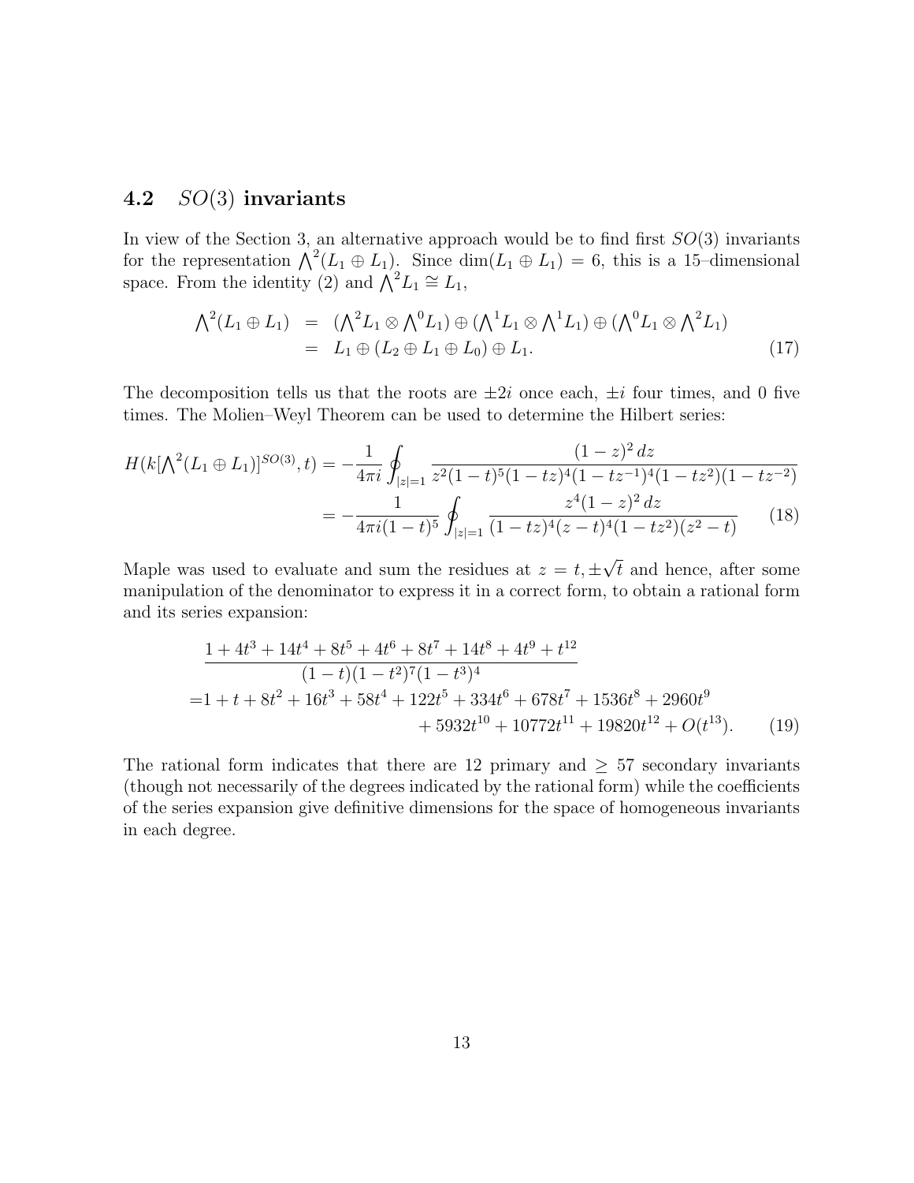### 4.2 $SO(3)$ invariants

In view of the Section 3, an alternative approach would be to find first $SO(3)$ invariants for the representation $\bigwedge^2(L_1 \oplus L_1)$. Since $\dim(L_1 \oplus L_1) = 6$, this is a 15–dimensional space. From the identity (2) and $\bigwedge^2 L_1 \cong L_1$,

$$
\begin{aligned}
\bigwedge^2(L_1 \oplus L_1) &= (\bigwedge^2 L_1 \otimes \bigwedge^0 L_1) \oplus (\bigwedge^1 L_1 \otimes \bigwedge^1 L_1) \oplus (\bigwedge^0 L_1 \otimes \bigwedge^2 L_1) \\
&= L_1 \oplus (L_2 \oplus L_1 \oplus L_0) \oplus L_1. \qquad (17)
\end{aligned}
$$

The decomposition tells us that the roots are $\pm 2i$ once each, $\pm i$ four times, and 0 five times. The Molien–Weyl Theorem can be used to determine the Hilbert series:

$$
\begin{aligned}
H(k[\bigwedge^2(L_1 \oplus L_1)]^{SO(3)}, t) &= -\frac{1}{4\pi i} \oint_{|z|=1} \frac{(1-z)^2\, dz}{z^2(1-t)^5(1-tz)^4(1-tz^{-1})^4(1-tz^2)(1-tz^{-2})} \\
&= -\frac{1}{4\pi i(1-t)^5} \oint_{|z|=1} \frac{z^4(1-z)^2\, dz}{(1-tz)^4(z-t)^4(1-tz^2)(z^2-t)} \qquad (18)
\end{aligned}
$$

Maple was used to evaluate and sum the residues at $z = t, \pm\sqrt{t}$ and hence, after some manipulation of the denominator to express it in a correct form, to obtain a rational form and its series expansion:

$$
\begin{aligned}
&\frac{1 + 4t^3 + 14t^4 + 8t^5 + 4t^6 + 8t^7 + 14t^8 + 4t^9 + t^{12}}{(1-t)(1-t^2)^7(1-t^3)^4} \\
=& 1 + t + 8t^2 + 16t^3 + 58t^4 + 122t^5 + 334t^6 + 678t^7 + 1536t^8 + 2960t^9 \\
&+ 5932t^{10} + 10772t^{11} + 19820t^{12} + O(t^{13}). \qquad (19)
\end{aligned}
$$

The rational form indicates that there are 12 primary and $\geq 57$ secondary invariants (though not necessarily of the degrees indicated by the rational form) while the coefficients of the series expansion give definitive dimensions for the space of homogeneous invariants in each degree.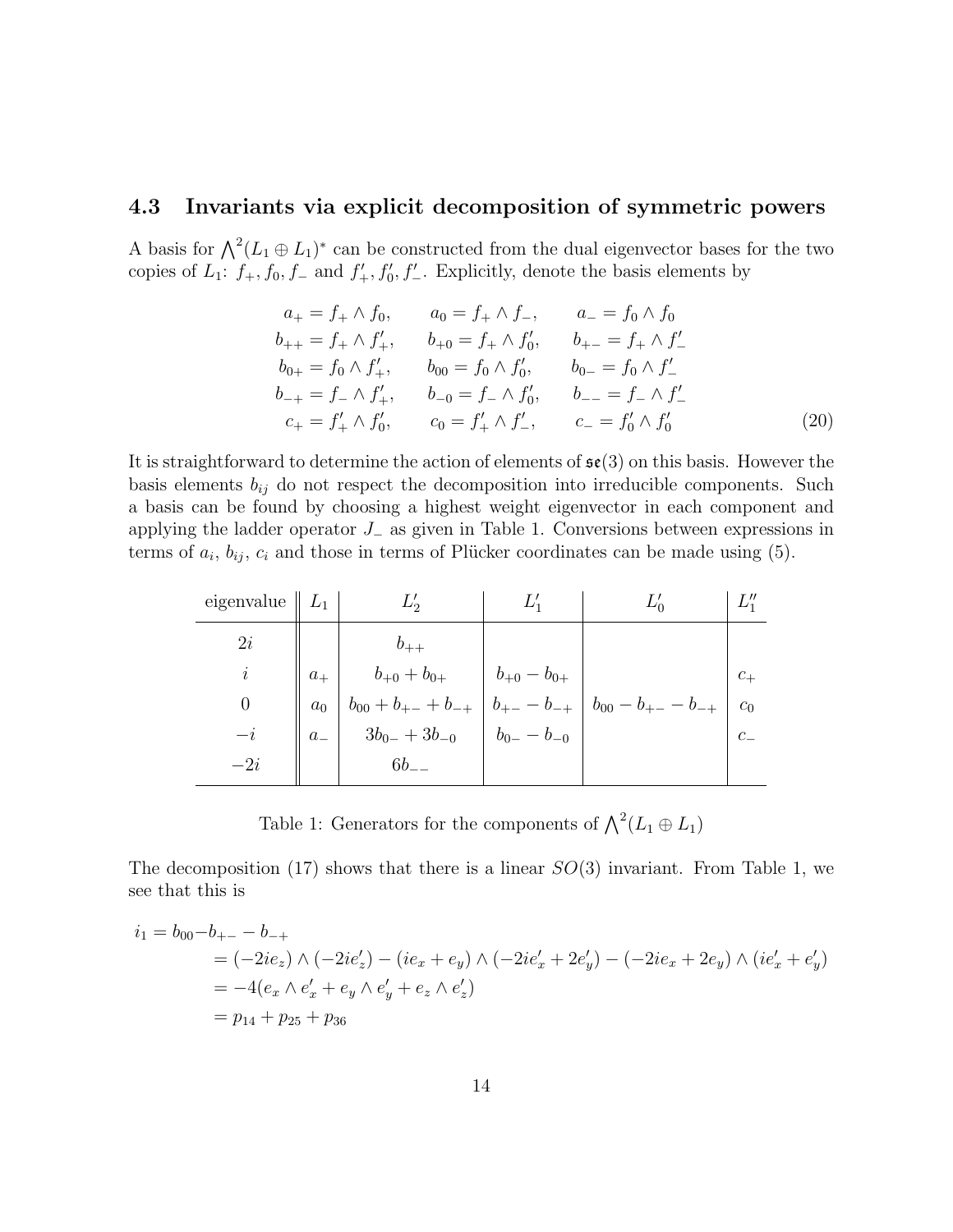### 4.3 Invariants via explicit decomposition of symmetric powers

A basis for $\bigwedge^2(L_1 \oplus L_1)^*$ can be constructed from the dual eigenvector bases for the two copies of $L_1$: $f_+, f_0, f_-$ and $f'_+, f'_0, f'_-$. Explicitly, denote the basis elements by

$$
\begin{aligned}
a_+ &= f_+ \wedge f_0, & a_0 &= f_+ \wedge f_-, & a_- &= f_0 \wedge f_0 \\
b_{++} &= f_+ \wedge f'_+, & b_{+0} &= f_+ \wedge f'_0, & b_{+-} &= f_+ \wedge f'_- \\
b_{0+} &= f_0 \wedge f'_+, & b_{00} &= f_0 \wedge f'_0, & b_{0-} &= f_0 \wedge f'_- \\
b_{-+} &= f_- \wedge f'_+, & b_{-0} &= f_- \wedge f'_0, & b_{--} &= f_- \wedge f'_- \\
c_+ &= f'_+ \wedge f'_0, & c_0 &= f'_+ \wedge f'_-, & c_- &= f'_0 \wedge f'_0
\end{aligned}
\tag{20}
$$

It is straightforward to determine the action of elements of $\mathfrak{se}(3)$ on this basis. However the basis elements $b_{ij}$ do not respect the decomposition into irreducible components. Such a basis can be found by choosing a highest weight eigenvector in each component and applying the ladder operator $J_-$ as given in Table 1. Conversions between expressions in terms of $a_i$, $b_{ij}$, $c_i$ and those in terms of Plücker coordinates can be made using (5).

| eigenvalue | $L_1$ | $L'_2$ | $L'_1$ | $L'_0$ | $L''_1$ |
|---|---|---|---|---|---|
| $2i$ | | $b_{++}$ | | | |
| $i$ | $a_+$ | $b_{+0} + b_{0+}$ | $b_{+0} - b_{0+}$ | | $c_+$ |
| $0$ | $a_0$ | $b_{00} + b_{+-} + b_{-+}$ | $b_{+-} - b_{-+}$ | $b_{00} - b_{+-} - b_{-+}$ | $c_0$ |
| $-i$ | $a_-$ | $3b_{0-} + 3b_{-0}$ | $b_{0-} - b_{-0}$ | | $c_-$ |
| $-2i$ | | $6b_{--}$ | | | |

Table 1: Generators for the components of $\bigwedge^2(L_1 \oplus L_1)$

The decomposition (17) shows that there is a linear $SO(3)$ invariant. From Table 1, we see that this is

$$
\begin{aligned}
i_1 &= b_{00} - b_{+-} - b_{-+} \\
&= (-2ie_z) \wedge (-2ie'_z) - (ie_x + e_y) \wedge (-2ie'_x + 2e'_y) - (-2ie_x + 2e_y) \wedge (ie'_x + e'_y) \\
&= -4(e_x \wedge e'_x + e_y \wedge e'_y + e_z \wedge e'_z) \\
&= p_{14} + p_{25} + p_{36}
\end{aligned}
$$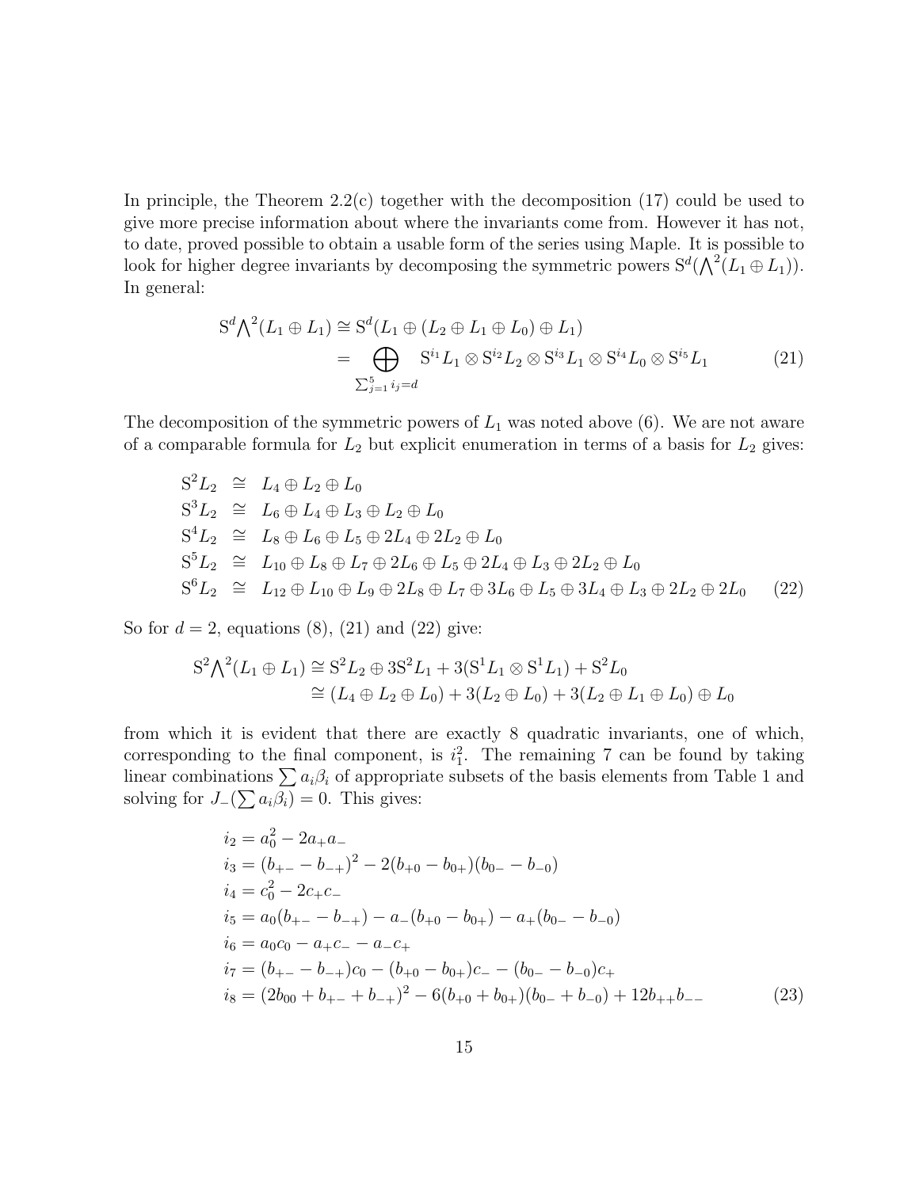In principle, the Theorem 2.2(c) together with the decomposition (17) could be used to give more precise information about where the invariants come from. However it has not, to date, proved possible to obtain a usable form of the series using Maple. It is possible to look for higher degree invariants by decomposing the symmetric powers $\mathrm{S}^d(\bigwedge^2(L_1 \oplus L_1))$. In general:

$$
\begin{aligned}
\mathrm{S}^d \textstyle\bigwedge^2(L_1 \oplus L_1) &\cong \mathrm{S}^d(L_1 \oplus (L_2 \oplus L_1 \oplus L_0) \oplus L_1) \\
&= \bigoplus_{\sum_{j=1}^5 i_j = d} \mathrm{S}^{i_1} L_1 \otimes \mathrm{S}^{i_2} L_2 \otimes \mathrm{S}^{i_3} L_1 \otimes \mathrm{S}^{i_4} L_0 \otimes \mathrm{S}^{i_5} L_1
\end{aligned} \tag{21}
$$

The decomposition of the symmetric powers of $L_1$ was noted above (6). We are not aware of a comparable formula for $L_2$ but explicit enumeration in terms of a basis for $L_2$ gives:

$$
\begin{aligned}
\mathrm{S}^2 L_2 &\cong L_4 \oplus L_2 \oplus L_0 \\
\mathrm{S}^3 L_2 &\cong L_6 \oplus L_4 \oplus L_3 \oplus L_2 \oplus L_0 \\
\mathrm{S}^4 L_2 &\cong L_8 \oplus L_6 \oplus L_5 \oplus 2L_4 \oplus 2L_2 \oplus L_0 \\
\mathrm{S}^5 L_2 &\cong L_{10} \oplus L_8 \oplus L_7 \oplus 2L_6 \oplus L_5 \oplus 2L_4 \oplus L_3 \oplus 2L_2 \oplus L_0 \\
\mathrm{S}^6 L_2 &\cong L_{12} \oplus L_{10} \oplus L_9 \oplus 2L_8 \oplus L_7 \oplus 3L_6 \oplus L_5 \oplus 3L_4 \oplus L_3 \oplus 2L_2 \oplus 2L_0
\end{aligned} \tag{22}
$$

So for $d = 2$, equations (8), (21) and (22) give:

$$
\begin{aligned}
\mathrm{S}^2 \textstyle\bigwedge^2(L_1 \oplus L_1) &\cong \mathrm{S}^2 L_2 \oplus 3\mathrm{S}^2 L_1 + 3(\mathrm{S}^1 L_1 \otimes \mathrm{S}^1 L_1) + \mathrm{S}^2 L_0 \\
&\cong (L_4 \oplus L_2 \oplus L_0) + 3(L_2 \oplus L_0) + 3(L_2 \oplus L_1 \oplus L_0) \oplus L_0
\end{aligned}
$$

from which it is evident that there are exactly 8 quadratic invariants, one of which, corresponding to the final component, is $i_1^2$. The remaining 7 can be found by taking linear combinations $\sum a_i \beta_i$ of appropriate subsets of the basis elements from Table 1 and solving for $J_-(\sum a_i \beta_i) = 0$. This gives:

$$
\begin{aligned}
i_2 &= a_0^2 - 2a_+ a_- \\
i_3 &= (b_{+-} - b_{-+})^2 - 2(b_{+0} - b_{0+})(b_{0-} - b_{-0}) \\
i_4 &= c_0^2 - 2c_+ c_- \\
i_5 &= a_0(b_{+-} - b_{-+}) - a_-(b_{+0} - b_{0+}) - a_+(b_{0-} - b_{-0}) \\
i_6 &= a_0 c_0 - a_+ c_- - a_- c_+ \\
i_7 &= (b_{+-} - b_{-+})c_0 - (b_{+0} - b_{0+})c_- - (b_{0-} - b_{-0})c_+ \\
i_8 &= (2b_{00} + b_{+-} + b_{-+})^2 - 6(b_{+0} + b_{0+})(b_{0-} + b_{-0}) + 12 b_{++} b_{--}
\end{aligned} \tag{23}
$$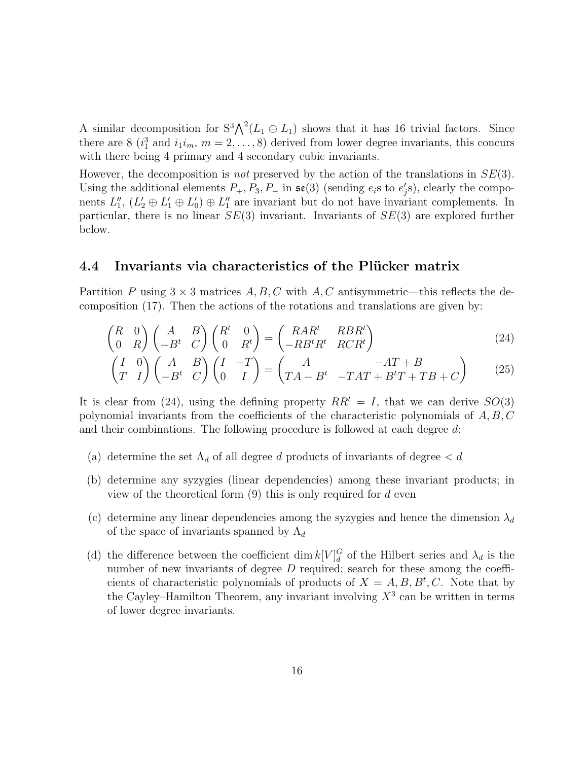A similar decomposition for $S^3\bigwedge^2(L_1 \oplus L_1)$ shows that it has 16 trivial factors. Since there are 8 ($i_1^3$ and $i_1 i_m$, $m = 2, \ldots, 8$) derived from lower degree invariants, this concurs with there being 4 primary and 4 secondary cubic invariants.

However, the decomposition is *not* preserved by the action of the translations in $SE(3)$. Using the additional elements $P_+, P_3, P_-$ in $\mathfrak{se}(3)$ (sending $e_i$s to $e'_j$s), clearly the components $L''_1$, $(L'_2 \oplus L'_1 \oplus L'_0) \oplus L''_1$ are invariant but do not have invariant complements. In particular, there is no linear $SE(3)$ invariant. Invariants of $SE(3)$ are explored further below.

### 4.4 Invariants via characteristics of the Plücker matrix

Partition $P$ using $3 \times 3$ matrices $A, B, C$ with $A, C$ antisymmetric—this reflects the decomposition (17). Then the actions of the rotations and translations are given by:

$$\begin{pmatrix} R & 0 \\ 0 & R \end{pmatrix} \begin{pmatrix} A & B \\ -B^t & C \end{pmatrix} \begin{pmatrix} R^t & 0 \\ 0 & R^t \end{pmatrix} = \begin{pmatrix} RAR^t & RBR^t \\ -RB^tR^t & RCR^t \end{pmatrix} \tag{24}$$

$$\begin{pmatrix} I & 0 \\ T & I \end{pmatrix} \begin{pmatrix} A & B \\ -B^t & C \end{pmatrix} \begin{pmatrix} I & -T \\ 0 & I \end{pmatrix} = \begin{pmatrix} A & -AT + B \\ TA - B^t & -TAT + B^tT + TB + C \end{pmatrix} \tag{25}$$

It is clear from (24), using the defining property $RR^t = I$, that we can derive $SO(3)$ polynomial invariants from the coefficients of the characteristic polynomials of $A, B, C$ and their combinations. The following procedure is followed at each degree $d$:

(a) determine the set $\Lambda_d$ of all degree $d$ products of invariants of degree $< d$

(b) determine any syzygies (linear dependencies) among these invariant products; in view of the theoretical form (9) this is only required for $d$ even

(c) determine any linear dependencies among the syzygies and hence the dimension $\lambda_d$ of the space of invariants spanned by $\Lambda_d$

(d) the difference between the coefficient $\dim k[V]^G_d$ of the Hilbert series and $\lambda_d$ is the number of new invariants of degree $D$ required; search for these among the coefficients of characteristic polynomials of products of $X = A, B, B^t, C$. Note that by the Cayley–Hamilton Theorem, any invariant involving $X^3$ can be written in terms of lower degree invariants.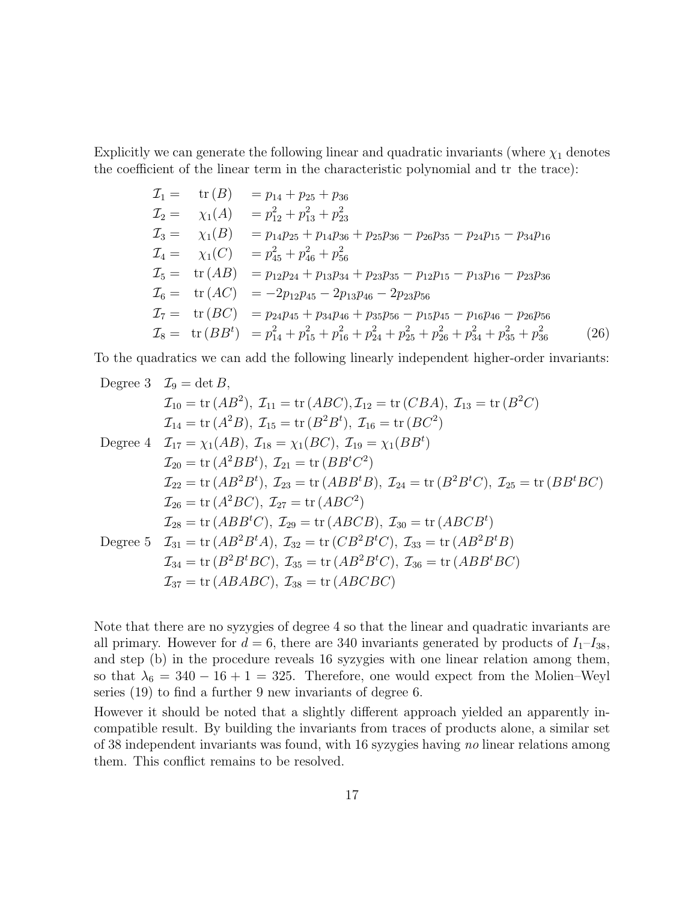Explicitly we can generate the following linear and quadratic invariants (where $\chi_1$ denotes the coefficient of the linear term in the characteristic polynomial and tr the trace):

$$
\begin{aligned}
\mathcal{I}_1 = &\quad \mathrm{tr}\,(B) &&= p_{14} + p_{25} + p_{36} \\
\mathcal{I}_2 = &\quad \chi_1(A) &&= p_{12}^2 + p_{13}^2 + p_{23}^2 \\
\mathcal{I}_3 = &\quad \chi_1(B) &&= p_{14}p_{25} + p_{14}p_{36} + p_{25}p_{36} - p_{26}p_{35} - p_{24}p_{15} - p_{34}p_{16} \\
\mathcal{I}_4 = &\quad \chi_1(C) &&= p_{45}^2 + p_{46}^2 + p_{56}^2 \\
\mathcal{I}_5 = &\quad \mathrm{tr}\,(AB) &&= p_{12}p_{24} + p_{13}p_{34} + p_{23}p_{35} - p_{12}p_{15} - p_{13}p_{16} - p_{23}p_{36} \\
\mathcal{I}_6 = &\quad \mathrm{tr}\,(AC) &&= -2p_{12}p_{45} - 2p_{13}p_{46} - 2p_{23}p_{56} \\
\mathcal{I}_7 = &\quad \mathrm{tr}\,(BC) &&= p_{24}p_{45} + p_{34}p_{46} + p_{35}p_{56} - p_{15}p_{45} - p_{16}p_{46} - p_{26}p_{56} \\
\mathcal{I}_8 = &\quad \mathrm{tr}\,(BB^t) &&= p_{14}^2 + p_{15}^2 + p_{16}^2 + p_{24}^2 + p_{25}^2 + p_{26}^2 + p_{34}^2 + p_{35}^2 + p_{36}^2
\end{aligned} \tag{26}
$$

To the quadratics we can add the following linearly independent higher-order invariants:

Degree 3 $\mathcal{I}_9 = \det B$,

$\mathcal{I}_{10} = \mathrm{tr}\,(AB^2),\ \mathcal{I}_{11} = \mathrm{tr}\,(ABC), \mathcal{I}_{12} = \mathrm{tr}\,(CBA),\ \mathcal{I}_{13} = \mathrm{tr}\,(B^2C)$

$\mathcal{I}_{14} = \mathrm{tr}\,(A^2B),\ \mathcal{I}_{15} = \mathrm{tr}\,(B^2B^t),\ \mathcal{I}_{16} = \mathrm{tr}\,(BC^2)$

Degree 4 $\mathcal{I}_{17} = \chi_1(AB),\ \mathcal{I}_{18} = \chi_1(BC),\ \mathcal{I}_{19} = \chi_1(BB^t)$

$\mathcal{I}_{20} = \mathrm{tr}\,(A^2BB^t),\ \mathcal{I}_{21} = \mathrm{tr}\,(BB^tC^2)$

$\mathcal{I}_{22} = \mathrm{tr}\,(AB^2B^t),\ \mathcal{I}_{23} = \mathrm{tr}\,(ABB^tB),\ \mathcal{I}_{24} = \mathrm{tr}\,(B^2B^tC),\ \mathcal{I}_{25} = \mathrm{tr}\,(BB^tBC)$

$\mathcal{I}_{26} = \mathrm{tr}\,(A^2BC),\ \mathcal{I}_{27} = \mathrm{tr}\,(ABC^2)$

$\mathcal{I}_{28} = \mathrm{tr}\,(ABB^tC),\ \mathcal{I}_{29} = \mathrm{tr}\,(ABCB),\ \mathcal{I}_{30} = \mathrm{tr}\,(ABCB^t)$

Degree 5 $\mathcal{I}_{31} = \mathrm{tr}\,(AB^2B^tA),\ \mathcal{I}_{32} = \mathrm{tr}\,(CB^2B^tC),\ \mathcal{I}_{33} = \mathrm{tr}\,(AB^2B^tB)$

$\mathcal{I}_{34} = \mathrm{tr}\,(B^2B^tBC),\ \mathcal{I}_{35} = \mathrm{tr}\,(AB^2B^tC),\ \mathcal{I}_{36} = \mathrm{tr}\,(ABB^tBC)$

$\mathcal{I}_{37} = \mathrm{tr}\,(ABABC),\ \mathcal{I}_{38} = \mathrm{tr}\,(ABCBC)$

Note that there are no syzygies of degree 4 so that the linear and quadratic invariants are all primary. However for $d = 6$, there are 340 invariants generated by products of $I_1$–$I_{38}$, and step (b) in the procedure reveals 16 syzygies with one linear relation among them, so that $\lambda_6 = 340 - 16 + 1 = 325$. Therefore, one would expect from the Molien–Weyl series (19) to find a further 9 new invariants of degree 6.

However it should be noted that a slightly different approach yielded an apparently incompatible result. By building the invariants from traces of products alone, a similar set of 38 independent invariants was found, with 16 syzygies having *no* linear relations among them. This conflict remains to be resolved.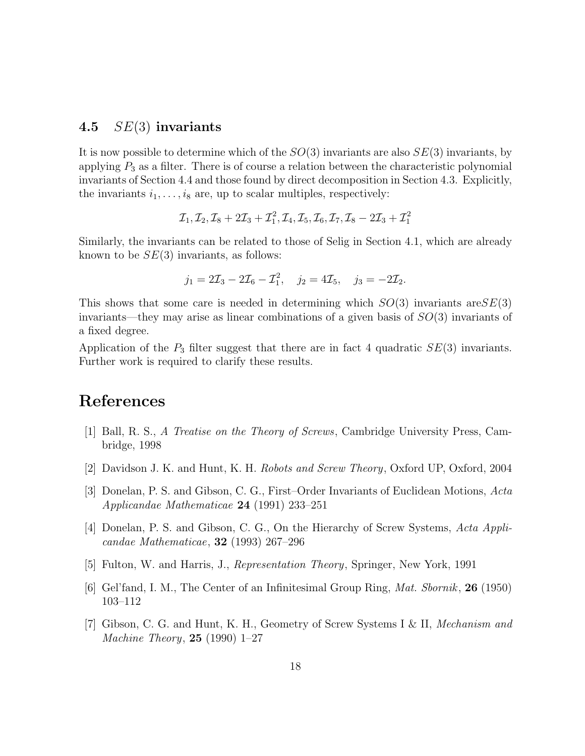### 4.5 $SE(3)$ invariants

It is now possible to determine which of the $SO(3)$ invariants are also $SE(3)$ invariants, by applying $P_3$ as a filter. There is of course a relation between the characteristic polynomial invariants of Section 4.4 and those found by direct decomposition in Section 4.3. Explicitly, the invariants $i_1, \ldots, i_8$ are, up to scalar multiples, respectively:

$$\mathcal{I}_1, \mathcal{I}_2, \mathcal{I}_8 + 2\mathcal{I}_3 + \mathcal{I}_1^2, \mathcal{I}_4, \mathcal{I}_5, \mathcal{I}_6, \mathcal{I}_7, \mathcal{I}_8 - 2\mathcal{I}_3 + \mathcal{I}_1^2$$

Similarly, the invariants can be related to those of Selig in Section 4.1, which are already known to be $SE(3)$ invariants, as follows:

$$j_1 = 2\mathcal{I}_3 - 2\mathcal{I}_6 - \mathcal{I}_1^2, \quad j_2 = 4\mathcal{I}_5, \quad j_3 = -2\mathcal{I}_2.$$

This shows that some care is needed in determining which $SO(3)$ invariants are$SE(3)$ invariants—they may arise as linear combinations of a given basis of $SO(3)$ invariants of a fixed degree.

Application of the $P_3$ filter suggest that there are in fact 4 quadratic $SE(3)$ invariants. Further work is required to clarify these results.

## References

[1] Ball, R. S., *A Treatise on the Theory of Screws*, Cambridge University Press, Cambridge, 1998

[2] Davidson J. K. and Hunt, K. H. *Robots and Screw Theory*, Oxford UP, Oxford, 2004

[3] Donelan, P. S. and Gibson, C. G., First–Order Invariants of Euclidean Motions, *Acta Applicandae Mathematicae* **24** (1991) 233–251

[4] Donelan, P. S. and Gibson, C. G., On the Hierarchy of Screw Systems, *Acta Applicandae Mathematicae*, **32** (1993) 267–296

[5] Fulton, W. and Harris, J., *Representation Theory*, Springer, New York, 1991

[6] Gel'fand, I. M., The Center of an Infinitesimal Group Ring, *Mat. Sbornik*, **26** (1950) 103–112

[7] Gibson, C. G. and Hunt, K. H., Geometry of Screw Systems I & II, *Mechanism and Machine Theory*, **25** (1990) 1–27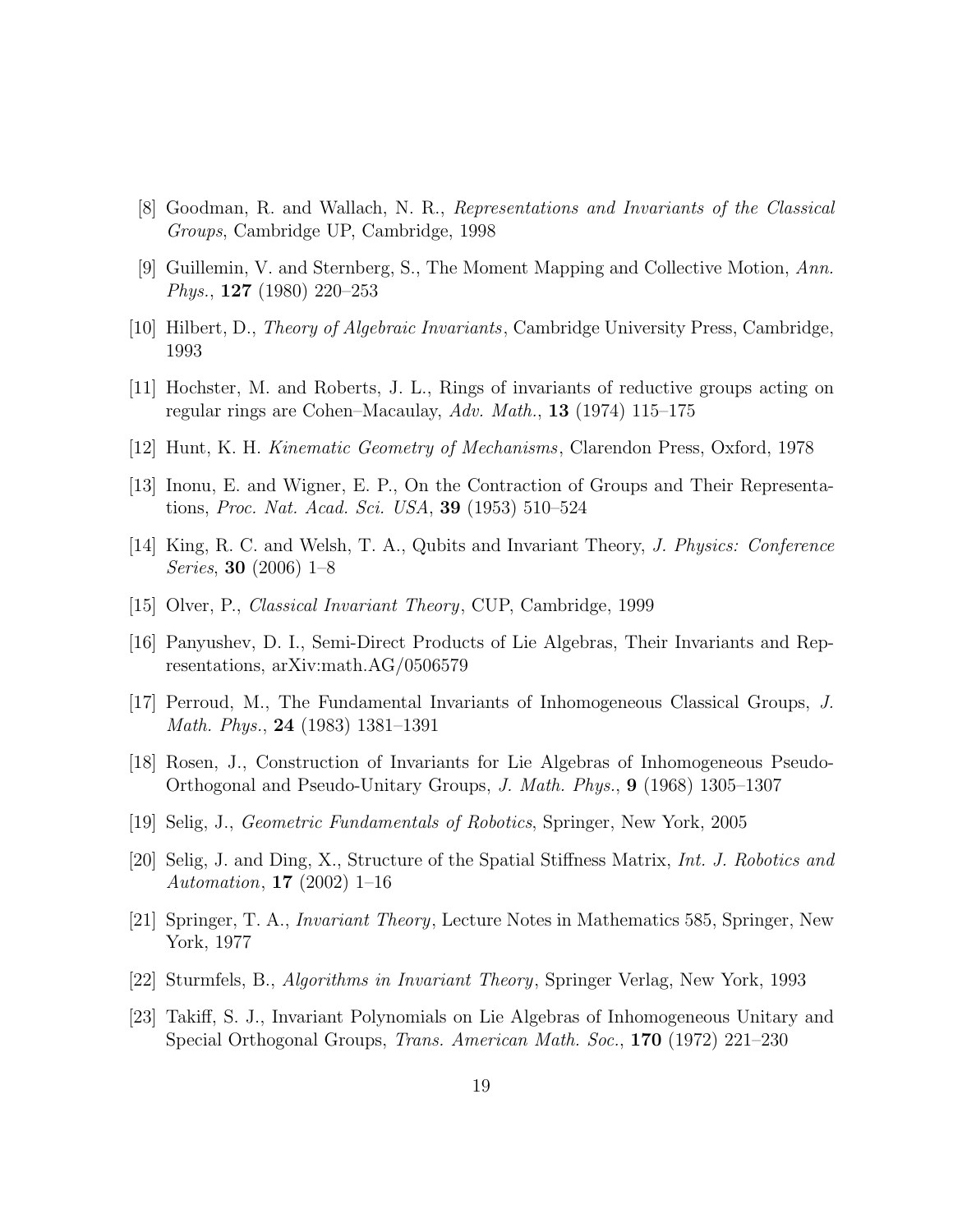[8] Goodman, R. and Wallach, N. R., *Representations and Invariants of the Classical Groups*, Cambridge UP, Cambridge, 1998

[9] Guillemin, V. and Sternberg, S., The Moment Mapping and Collective Motion, *Ann. Phys.*, **127** (1980) 220–253

[10] Hilbert, D., *Theory of Algebraic Invariants*, Cambridge University Press, Cambridge, 1993

[11] Hochster, M. and Roberts, J. L., Rings of invariants of reductive groups acting on regular rings are Cohen–Macaulay, *Adv. Math.*, **13** (1974) 115–175

[12] Hunt, K. H. *Kinematic Geometry of Mechanisms*, Clarendon Press, Oxford, 1978

[13] Inonu, E. and Wigner, E. P., On the Contraction of Groups and Their Representations, *Proc. Nat. Acad. Sci. USA*, **39** (1953) 510–524

[14] King, R. C. and Welsh, T. A., Qubits and Invariant Theory, *J. Physics: Conference Series*, **30** (2006) 1–8

[15] Olver, P., *Classical Invariant Theory*, CUP, Cambridge, 1999

[16] Panyushev, D. I., Semi-Direct Products of Lie Algebras, Their Invariants and Representations, arXiv:math.AG/0506579

[17] Perroud, M., The Fundamental Invariants of Inhomogeneous Classical Groups, *J. Math. Phys.*, **24** (1983) 1381–1391

[18] Rosen, J., Construction of Invariants for Lie Algebras of Inhomogeneous Pseudo-Orthogonal and Pseudo-Unitary Groups, *J. Math. Phys.*, **9** (1968) 1305–1307

[19] Selig, J., *Geometric Fundamentals of Robotics*, Springer, New York, 2005

[20] Selig, J. and Ding, X., Structure of the Spatial Stiffness Matrix, *Int. J. Robotics and Automation*, **17** (2002) 1–16

[21] Springer, T. A., *Invariant Theory*, Lecture Notes in Mathematics 585, Springer, New York, 1977

[22] Sturmfels, B., *Algorithms in Invariant Theory*, Springer Verlag, New York, 1993

[23] Takiff, S. J., Invariant Polynomials on Lie Algebras of Inhomogeneous Unitary and Special Orthogonal Groups, *Trans. American Math. Soc.*, **170** (1972) 221–230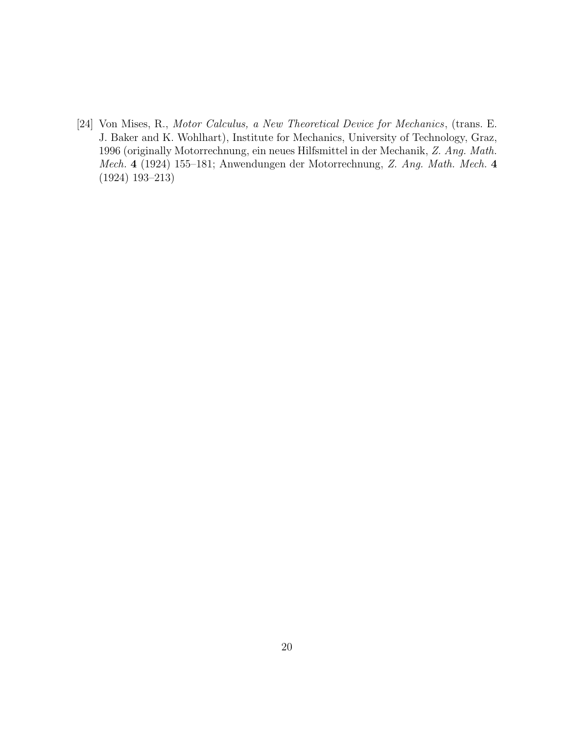[24] Von Mises, R., *Motor Calculus, a New Theoretical Device for Mechanics*, (trans. E. J. Baker and K. Wohlhart), Institute for Mechanics, University of Technology, Graz, 1996 (originally Motorrechnung, ein neues Hilfsmittel in der Mechanik, *Z. Ang. Math. Mech.* **4** (1924) 155–181; Anwendungen der Motorrechnung, *Z. Ang. Math. Mech.* **4** (1924) 193–213)